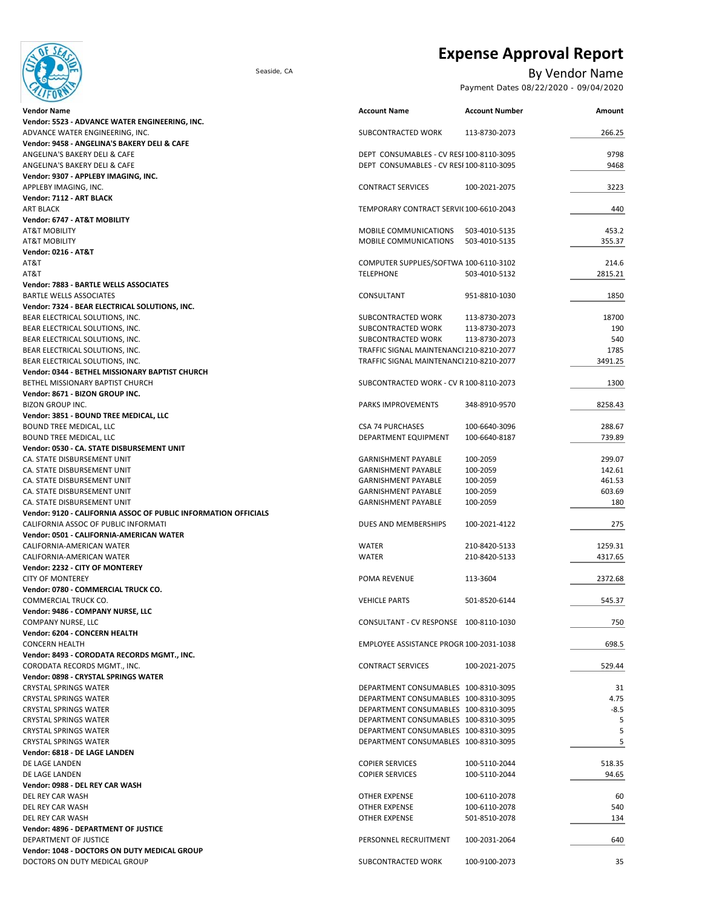# Expense Approval Report

Seaside, CA

## By Vendor Name

Payment Dates 08/22/2020 - 09/04/2020

| Vendor Name | Account Name | Account Number | Amount |
|---|---|---|---|
| **Vendor: 5523 - ADVANCE WATER ENGINEERING, INC.** | | | |
| ADVANCE WATER ENGINEERING, INC. | SUBCONTRACTED WORK | 113-8730-2073 | 266.25 |
| **Vendor: 9458 - ANGELINA'S BAKERY DELI & CAFE** | | | |
| ANGELINA'S BAKERY DELI & CAFE | DEPT CONSUMABLES - CV RESI | 100-8110-3095 | 9798 |
| ANGELINA'S BAKERY DELI & CAFE | DEPT CONSUMABLES - CV RESI | 100-8110-3095 | 9468 |
| **Vendor: 9307 - APPLEBY IMAGING, INC.** | | | |
| APPLEBY IMAGING, INC. | CONTRACT SERVICES | 100-2021-2075 | 3223 |
| **Vendor: 7112 - ART BLACK** | | | |
| ART BLACK | TEMPORARY CONTRACT SERVI( | 100-6610-2043 | 440 |
| **Vendor: 6747 - AT&T MOBILITY** | | | |
| AT&T MOBILITY | MOBILE COMMUNICATIONS | 503-4010-5135 | 453.2 |
| AT&T MOBILITY | MOBILE COMMUNICATIONS | 503-4010-5135 | 355.37 |
| **Vendor: 0216 - AT&T** | | | |
| AT&T | COMPUTER SUPPLIES/SOFTWA | 100-6110-3102 | 214.6 |
| AT&T | TELEPHONE | 503-4010-5132 | 2815.21 |
| **Vendor: 7883 - BARTLE WELLS ASSOCIATES** | | | |
| BARTLE WELLS ASSOCIATES | CONSULTANT | 951-8810-1030 | 1850 |
| **Vendor: 7324 - BEAR ELECTRICAL SOLUTIONS, INC.** | | | |
| BEAR ELECTRICAL SOLUTIONS, INC. | SUBCONTRACTED WORK | 113-8730-2073 | 18700 |
| BEAR ELECTRICAL SOLUTIONS, INC. | SUBCONTRACTED WORK | 113-8730-2073 | 190 |
| BEAR ELECTRICAL SOLUTIONS, INC. | SUBCONTRACTED WORK | 113-8730-2073 | 540 |
| BEAR ELECTRICAL SOLUTIONS, INC. | TRAFFIC SIGNAL MAINTENANCI | 210-8210-2077 | 1785 |
| BEAR ELECTRICAL SOLUTIONS, INC. | TRAFFIC SIGNAL MAINTENANCI | 210-8210-2077 | 3491.25 |
| **Vendor: 0344 - BETHEL MISSIONARY BAPTIST CHURCH** | | | |
| BETHEL MISSIONARY BAPTIST CHURCH | SUBCONTRACTED WORK - CV R | 100-8110-2073 | 1300 |
| **Vendor: 8671 - BIZON GROUP INC.** | | | |
| BIZON GROUP INC. | PARKS IMPROVEMENTS | 348-8910-9570 | 8258.43 |
| **Vendor: 3851 - BOUND TREE MEDICAL, LLC** | | | |
| BOUND TREE MEDICAL, LLC | CSA 74 PURCHASES | 100-6640-3096 | 288.67 |
| BOUND TREE MEDICAL, LLC | DEPARTMENT EQUIPMENT | 100-6640-8187 | 739.89 |
| **Vendor: 0530 - CA. STATE DISBURSEMENT UNIT** | | | |
| CA. STATE DISBURSEMENT UNIT | GARNISHMENT PAYABLE | 100-2059 | 299.07 |
| CA. STATE DISBURSEMENT UNIT | GARNISHMENT PAYABLE | 100-2059 | 142.61 |
| CA. STATE DISBURSEMENT UNIT | GARNISHMENT PAYABLE | 100-2059 | 461.53 |
| CA. STATE DISBURSEMENT UNIT | GARNISHMENT PAYABLE | 100-2059 | 603.69 |
| CA. STATE DISBURSEMENT UNIT | GARNISHMENT PAYABLE | 100-2059 | 180 |
| **Vendor: 9120 - CALIFORNIA ASSOC OF PUBLIC INFORMATION OFFICIALS** | | | |
| CALIFORNIA ASSOC OF PUBLIC INFORMATI | DUES AND MEMBERSHIPS | 100-2021-4122 | 275 |
| **Vendor: 0501 - CALIFORNIA-AMERICAN WATER** | | | |
| CALIFORNIA-AMERICAN WATER | WATER | 210-8420-5133 | 1259.31 |
| CALIFORNIA-AMERICAN WATER | WATER | 210-8420-5133 | 4317.65 |
| **Vendor: 2232 - CITY OF MONTEREY** | | | |
| CITY OF MONTEREY | POMA REVENUE | 113-3604 | 2372.68 |
| **Vendor: 0780 - COMMERCIAL TRUCK CO.** | | | |
| COMMERCIAL TRUCK CO. | VEHICLE PARTS | 501-8520-6144 | 545.37 |
| **Vendor: 9486 - COMPANY NURSE, LLC** | | | |
| COMPANY NURSE, LLC | CONSULTANT - CV RESPONSE | 100-8110-1030 | 750 |
| **Vendor: 6204 - CONCERN HEALTH** | | | |
| CONCERN HEALTH | EMPLOYEE ASSISTANCE PROGR | 100-2031-1038 | 698.5 |
| **Vendor: 8493 - CORODATA RECORDS MGMT., INC.** | | | |
| CORODATA RECORDS MGMT., INC. | CONTRACT SERVICES | 100-2021-2075 | 529.44 |
| **Vendor: 0898 - CRYSTAL SPRINGS WATER** | | | |
| CRYSTAL SPRINGS WATER | DEPARTMENT CONSUMABLES | 100-8310-3095 | 31 |
| CRYSTAL SPRINGS WATER | DEPARTMENT CONSUMABLES | 100-8310-3095 | 4.75 |
| CRYSTAL SPRINGS WATER | DEPARTMENT CONSUMABLES | 100-8310-3095 | -8.5 |
| CRYSTAL SPRINGS WATER | DEPARTMENT CONSUMABLES | 100-8310-3095 | 5 |
| CRYSTAL SPRINGS WATER | DEPARTMENT CONSUMABLES | 100-8310-3095 | 5 |
| CRYSTAL SPRINGS WATER | DEPARTMENT CONSUMABLES | 100-8310-3095 | 5 |
| **Vendor: 6818 - DE LAGE LANDEN** | | | |
| DE LAGE LANDEN | COPIER SERVICES | 100-5110-2044 | 518.35 |
| DE LAGE LANDEN | COPIER SERVICES | 100-5110-2044 | 94.65 |
| **Vendor: 0988 - DEL REY CAR WASH** | | | |
| DEL REY CAR WASH | OTHER EXPENSE | 100-6110-2078 | 60 |
| DEL REY CAR WASH | OTHER EXPENSE | 100-6110-2078 | 540 |
| DEL REY CAR WASH | OTHER EXPENSE | 501-8510-2078 | 134 |
| **Vendor: 4896 - DEPARTMENT OF JUSTICE** | | | |
| DEPARTMENT OF JUSTICE | PERSONNEL RECRUITMENT | 100-2031-2064 | 640 |
| **Vendor: 1048 - DOCTORS ON DUTY MEDICAL GROUP** | | | |
| DOCTORS ON DUTY MEDICAL GROUP | SUBCONTRACTED WORK | 100-9100-2073 | 35 |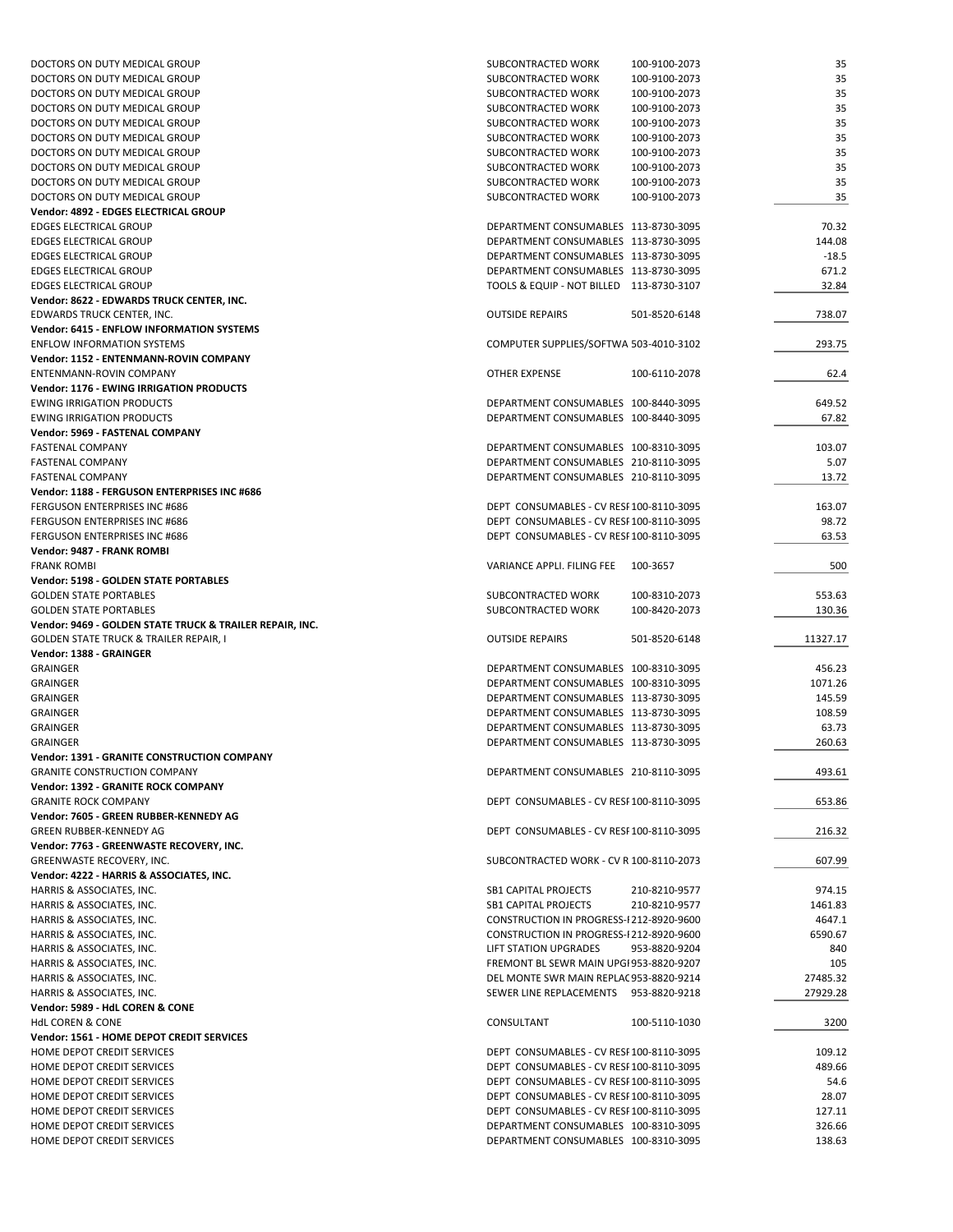| | | | |
|---|---|---|---|
| DOCTORS ON DUTY MEDICAL GROUP | SUBCONTRACTED WORK | 100-9100-2073 | 35 |
| DOCTORS ON DUTY MEDICAL GROUP | SUBCONTRACTED WORK | 100-9100-2073 | 35 |
| DOCTORS ON DUTY MEDICAL GROUP | SUBCONTRACTED WORK | 100-9100-2073 | 35 |
| DOCTORS ON DUTY MEDICAL GROUP | SUBCONTRACTED WORK | 100-9100-2073 | 35 |
| DOCTORS ON DUTY MEDICAL GROUP | SUBCONTRACTED WORK | 100-9100-2073 | 35 |
| DOCTORS ON DUTY MEDICAL GROUP | SUBCONTRACTED WORK | 100-9100-2073 | 35 |
| DOCTORS ON DUTY MEDICAL GROUP | SUBCONTRACTED WORK | 100-9100-2073 | 35 |
| DOCTORS ON DUTY MEDICAL GROUP | SUBCONTRACTED WORK | 100-9100-2073 | 35 |
| DOCTORS ON DUTY MEDICAL GROUP | SUBCONTRACTED WORK | 100-9100-2073 | 35 |
| DOCTORS ON DUTY MEDICAL GROUP | SUBCONTRACTED WORK | 100-9100-2073 | 35 |
| **Vendor: 4892 - EDGES ELECTRICAL GROUP** | | | |
| EDGES ELECTRICAL GROUP | DEPARTMENT CONSUMABLES | 113-8730-3095 | 70.32 |
| EDGES ELECTRICAL GROUP | DEPARTMENT CONSUMABLES | 113-8730-3095 | 144.08 |
| EDGES ELECTRICAL GROUP | DEPARTMENT CONSUMABLES | 113-8730-3095 | -18.5 |
| EDGES ELECTRICAL GROUP | DEPARTMENT CONSUMABLES | 113-8730-3095 | 671.2 |
| EDGES ELECTRICAL GROUP | TOOLS & EQUIP - NOT BILLED | 113-8730-3107 | 32.84 |
| **Vendor: 8622 - EDWARDS TRUCK CENTER, INC.** | | | |
| EDWARDS TRUCK CENTER, INC. | OUTSIDE REPAIRS | 501-8520-6148 | 738.07 |
| **Vendor: 6415 - ENFLOW INFORMATION SYSTEMS** | | | |
| ENFLOW INFORMATION SYSTEMS | COMPUTER SUPPLIES/SOFTWA | 503-4010-3102 | 293.75 |
| **Vendor: 1152 - ENTENMANN-ROVIN COMPANY** | | | |
| ENTENMANN-ROVIN COMPANY | OTHER EXPENSE | 100-6110-2078 | 62.4 |
| **Vendor: 1176 - EWING IRRIGATION PRODUCTS** | | | |
| EWING IRRIGATION PRODUCTS | DEPARTMENT CONSUMABLES | 100-8440-3095 | 649.52 |
| EWING IRRIGATION PRODUCTS | DEPARTMENT CONSUMABLES | 100-8440-3095 | 67.82 |
| **Vendor: 5969 - FASTENAL COMPANY** | | | |
| FASTENAL COMPANY | DEPARTMENT CONSUMABLES | 100-8310-3095 | 103.07 |
| FASTENAL COMPANY | DEPARTMENT CONSUMABLES | 210-8110-3095 | 5.07 |
| FASTENAL COMPANY | DEPARTMENT CONSUMABLES | 210-8110-3095 | 13.72 |
| **Vendor: 1188 - FERGUSON ENTERPRISES INC #686** | | | |
| FERGUSON ENTERPRISES INC #686 | DEPT CONSUMABLES - CV RESI | 100-8110-3095 | 163.07 |
| FERGUSON ENTERPRISES INC #686 | DEPT CONSUMABLES - CV RESI | 100-8110-3095 | 98.72 |
| FERGUSON ENTERPRISES INC #686 | DEPT CONSUMABLES - CV RESI | 100-8110-3095 | 63.53 |
| **Vendor: 9487 - FRANK ROMBI** | | | |
| FRANK ROMBI | VARIANCE APPLI. FILING FEE | 100-3657 | 500 |
| **Vendor: 5198 - GOLDEN STATE PORTABLES** | | | |
| GOLDEN STATE PORTABLES | SUBCONTRACTED WORK | 100-8310-2073 | 553.63 |
| GOLDEN STATE PORTABLES | SUBCONTRACTED WORK | 100-8420-2073 | 130.36 |
| **Vendor: 9469 - GOLDEN STATE TRUCK & TRAILER REPAIR, INC.** | | | |
| GOLDEN STATE TRUCK & TRAILER REPAIR, I | OUTSIDE REPAIRS | 501-8520-6148 | 11327.17 |
| **Vendor: 1388 - GRAINGER** | | | |
| GRAINGER | DEPARTMENT CONSUMABLES | 100-8310-3095 | 456.23 |
| GRAINGER | DEPARTMENT CONSUMABLES | 100-8310-3095 | 1071.26 |
| GRAINGER | DEPARTMENT CONSUMABLES | 113-8730-3095 | 145.59 |
| GRAINGER | DEPARTMENT CONSUMABLES | 113-8730-3095 | 108.59 |
| GRAINGER | DEPARTMENT CONSUMABLES | 113-8730-3095 | 63.73 |
| GRAINGER | DEPARTMENT CONSUMABLES | 113-8730-3095 | 260.63 |
| **Vendor: 1391 - GRANITE CONSTRUCTION COMPANY** | | | |
| GRANITE CONSTRUCTION COMPANY | DEPARTMENT CONSUMABLES | 210-8110-3095 | 493.61 |
| **Vendor: 1392 - GRANITE ROCK COMPANY** | | | |
| GRANITE ROCK COMPANY | DEPT CONSUMABLES - CV RESI | 100-8110-3095 | 653.86 |
| **Vendor: 7605 - GREEN RUBBER-KENNEDY AG** | | | |
| GREEN RUBBER-KENNEDY AG | DEPT CONSUMABLES - CV RESI | 100-8110-3095 | 216.32 |
| **Vendor: 7763 - GREENWASTE RECOVERY, INC.** | | | |
| GREENWASTE RECOVERY, INC. | SUBCONTRACTED WORK - CV R | 100-8110-2073 | 607.99 |
| **Vendor: 4222 - HARRIS & ASSOCIATES, INC.** | | | |
| HARRIS & ASSOCIATES, INC. | SB1 CAPITAL PROJECTS | 210-8210-9577 | 974.15 |
| HARRIS & ASSOCIATES, INC. | SB1 CAPITAL PROJECTS | 210-8210-9577 | 1461.83 |
| HARRIS & ASSOCIATES, INC. | CONSTRUCTION IN PROGRESS-I | 212-8920-9600 | 4647.1 |
| HARRIS & ASSOCIATES, INC. | CONSTRUCTION IN PROGRESS-I | 212-8920-9600 | 6590.67 |
| HARRIS & ASSOCIATES, INC. | LIFT STATION UPGRADES | 953-8820-9204 | 840 |
| HARRIS & ASSOCIATES, INC. | FREMONT BL SEWR MAIN UPGI | 953-8820-9207 | 105 |
| HARRIS & ASSOCIATES, INC. | DEL MONTE SWR MAIN REPLAC | 953-8820-9214 | 27485.32 |
| HARRIS & ASSOCIATES, INC. | SEWER LINE REPLACEMENTS | 953-8820-9218 | 27929.28 |
| **Vendor: 5989 - HdL COREN & CONE** | | | |
| HdL COREN & CONE | CONSULTANT | 100-5110-1030 | 3200 |
| **Vendor: 1561 - HOME DEPOT CREDIT SERVICES** | | | |
| HOME DEPOT CREDIT SERVICES | DEPT CONSUMABLES - CV RESI | 100-8110-3095 | 109.12 |
| HOME DEPOT CREDIT SERVICES | DEPT CONSUMABLES - CV RESI | 100-8110-3095 | 489.66 |
| HOME DEPOT CREDIT SERVICES | DEPT CONSUMABLES - CV RESI | 100-8110-3095 | 54.6 |
| HOME DEPOT CREDIT SERVICES | DEPT CONSUMABLES - CV RESI | 100-8110-3095 | 28.07 |
| HOME DEPOT CREDIT SERVICES | DEPT CONSUMABLES - CV RESI | 100-8110-3095 | 127.11 |
| HOME DEPOT CREDIT SERVICES | DEPARTMENT CONSUMABLES | 100-8310-3095 | 326.66 |
| HOME DEPOT CREDIT SERVICES | DEPARTMENT CONSUMABLES | 100-8310-3095 | 138.63 |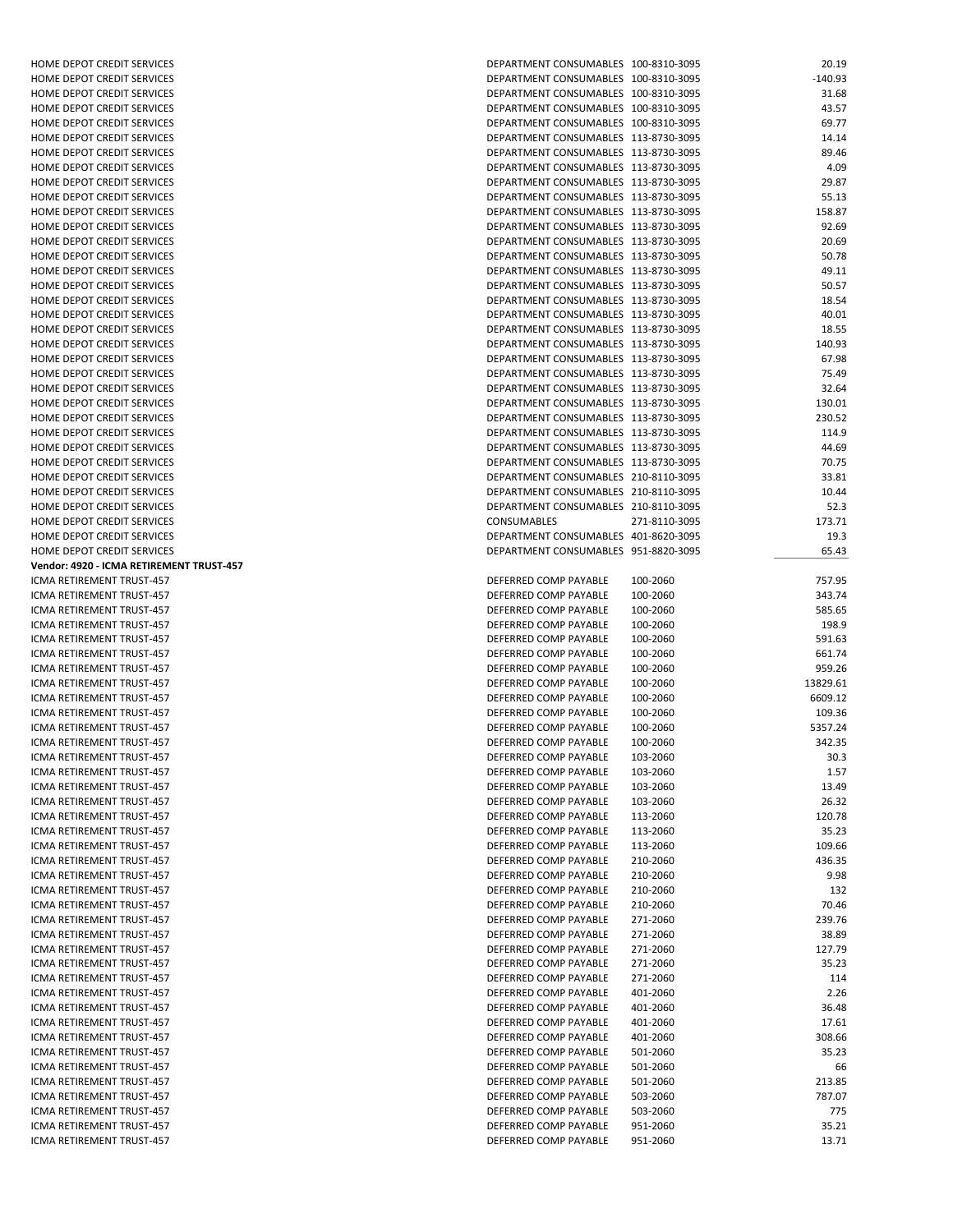| | | | |
|---|---|---|---|
| HOME DEPOT CREDIT SERVICES | DEPARTMENT CONSUMABLES | 100-8310-3095 | 20.19 |
| HOME DEPOT CREDIT SERVICES | DEPARTMENT CONSUMABLES | 100-8310-3095 | -140.93 |
| HOME DEPOT CREDIT SERVICES | DEPARTMENT CONSUMABLES | 100-8310-3095 | 31.68 |
| HOME DEPOT CREDIT SERVICES | DEPARTMENT CONSUMABLES | 100-8310-3095 | 43.57 |
| HOME DEPOT CREDIT SERVICES | DEPARTMENT CONSUMABLES | 100-8310-3095 | 69.77 |
| HOME DEPOT CREDIT SERVICES | DEPARTMENT CONSUMABLES | 113-8730-3095 | 14.14 |
| HOME DEPOT CREDIT SERVICES | DEPARTMENT CONSUMABLES | 113-8730-3095 | 89.46 |
| HOME DEPOT CREDIT SERVICES | DEPARTMENT CONSUMABLES | 113-8730-3095 | 4.09 |
| HOME DEPOT CREDIT SERVICES | DEPARTMENT CONSUMABLES | 113-8730-3095 | 29.87 |
| HOME DEPOT CREDIT SERVICES | DEPARTMENT CONSUMABLES | 113-8730-3095 | 55.13 |
| HOME DEPOT CREDIT SERVICES | DEPARTMENT CONSUMABLES | 113-8730-3095 | 158.87 |
| HOME DEPOT CREDIT SERVICES | DEPARTMENT CONSUMABLES | 113-8730-3095 | 92.69 |
| HOME DEPOT CREDIT SERVICES | DEPARTMENT CONSUMABLES | 113-8730-3095 | 20.69 |
| HOME DEPOT CREDIT SERVICES | DEPARTMENT CONSUMABLES | 113-8730-3095 | 50.78 |
| HOME DEPOT CREDIT SERVICES | DEPARTMENT CONSUMABLES | 113-8730-3095 | 49.11 |
| HOME DEPOT CREDIT SERVICES | DEPARTMENT CONSUMABLES | 113-8730-3095 | 50.57 |
| HOME DEPOT CREDIT SERVICES | DEPARTMENT CONSUMABLES | 113-8730-3095 | 18.54 |
| HOME DEPOT CREDIT SERVICES | DEPARTMENT CONSUMABLES | 113-8730-3095 | 40.01 |
| HOME DEPOT CREDIT SERVICES | DEPARTMENT CONSUMABLES | 113-8730-3095 | 18.55 |
| HOME DEPOT CREDIT SERVICES | DEPARTMENT CONSUMABLES | 113-8730-3095 | 140.93 |
| HOME DEPOT CREDIT SERVICES | DEPARTMENT CONSUMABLES | 113-8730-3095 | 67.98 |
| HOME DEPOT CREDIT SERVICES | DEPARTMENT CONSUMABLES | 113-8730-3095 | 75.49 |
| HOME DEPOT CREDIT SERVICES | DEPARTMENT CONSUMABLES | 113-8730-3095 | 32.64 |
| HOME DEPOT CREDIT SERVICES | DEPARTMENT CONSUMABLES | 113-8730-3095 | 130.01 |
| HOME DEPOT CREDIT SERVICES | DEPARTMENT CONSUMABLES | 113-8730-3095 | 230.52 |
| HOME DEPOT CREDIT SERVICES | DEPARTMENT CONSUMABLES | 113-8730-3095 | 114.9 |
| HOME DEPOT CREDIT SERVICES | DEPARTMENT CONSUMABLES | 113-8730-3095 | 44.69 |
| HOME DEPOT CREDIT SERVICES | DEPARTMENT CONSUMABLES | 113-8730-3095 | 70.75 |
| HOME DEPOT CREDIT SERVICES | DEPARTMENT CONSUMABLES | 210-8110-3095 | 33.81 |
| HOME DEPOT CREDIT SERVICES | DEPARTMENT CONSUMABLES | 210-8110-3095 | 10.44 |
| HOME DEPOT CREDIT SERVICES | DEPARTMENT CONSUMABLES | 210-8110-3095 | 52.3 |
| HOME DEPOT CREDIT SERVICES | CONSUMABLES | 271-8110-3095 | 173.71 |
| HOME DEPOT CREDIT SERVICES | DEPARTMENT CONSUMABLES | 401-8620-3095 | 19.3 |
| HOME DEPOT CREDIT SERVICES | DEPARTMENT CONSUMABLES | 951-8820-3095 | 65.43 |
| **Vendor: 4920 - ICMA RETIREMENT TRUST-457** | | | |
| ICMA RETIREMENT TRUST-457 | DEFERRED COMP PAYABLE | 100-2060 | 757.95 |
| ICMA RETIREMENT TRUST-457 | DEFERRED COMP PAYABLE | 100-2060 | 343.74 |
| ICMA RETIREMENT TRUST-457 | DEFERRED COMP PAYABLE | 100-2060 | 585.65 |
| ICMA RETIREMENT TRUST-457 | DEFERRED COMP PAYABLE | 100-2060 | 198.9 |
| ICMA RETIREMENT TRUST-457 | DEFERRED COMP PAYABLE | 100-2060 | 591.63 |
| ICMA RETIREMENT TRUST-457 | DEFERRED COMP PAYABLE | 100-2060 | 661.74 |
| ICMA RETIREMENT TRUST-457 | DEFERRED COMP PAYABLE | 100-2060 | 959.26 |
| ICMA RETIREMENT TRUST-457 | DEFERRED COMP PAYABLE | 100-2060 | 13829.61 |
| ICMA RETIREMENT TRUST-457 | DEFERRED COMP PAYABLE | 100-2060 | 6609.12 |
| ICMA RETIREMENT TRUST-457 | DEFERRED COMP PAYABLE | 100-2060 | 109.36 |
| ICMA RETIREMENT TRUST-457 | DEFERRED COMP PAYABLE | 100-2060 | 5357.24 |
| ICMA RETIREMENT TRUST-457 | DEFERRED COMP PAYABLE | 100-2060 | 342.35 |
| ICMA RETIREMENT TRUST-457 | DEFERRED COMP PAYABLE | 103-2060 | 30.3 |
| ICMA RETIREMENT TRUST-457 | DEFERRED COMP PAYABLE | 103-2060 | 1.57 |
| ICMA RETIREMENT TRUST-457 | DEFERRED COMP PAYABLE | 103-2060 | 13.49 |
| ICMA RETIREMENT TRUST-457 | DEFERRED COMP PAYABLE | 103-2060 | 26.32 |
| ICMA RETIREMENT TRUST-457 | DEFERRED COMP PAYABLE | 113-2060 | 120.78 |
| ICMA RETIREMENT TRUST-457 | DEFERRED COMP PAYABLE | 113-2060 | 35.23 |
| ICMA RETIREMENT TRUST-457 | DEFERRED COMP PAYABLE | 113-2060 | 109.66 |
| ICMA RETIREMENT TRUST-457 | DEFERRED COMP PAYABLE | 210-2060 | 436.35 |
| ICMA RETIREMENT TRUST-457 | DEFERRED COMP PAYABLE | 210-2060 | 9.98 |
| ICMA RETIREMENT TRUST-457 | DEFERRED COMP PAYABLE | 210-2060 | 132 |
| ICMA RETIREMENT TRUST-457 | DEFERRED COMP PAYABLE | 210-2060 | 70.46 |
| ICMA RETIREMENT TRUST-457 | DEFERRED COMP PAYABLE | 271-2060 | 239.76 |
| ICMA RETIREMENT TRUST-457 | DEFERRED COMP PAYABLE | 271-2060 | 38.89 |
| ICMA RETIREMENT TRUST-457 | DEFERRED COMP PAYABLE | 271-2060 | 127.79 |
| ICMA RETIREMENT TRUST-457 | DEFERRED COMP PAYABLE | 271-2060 | 35.23 |
| ICMA RETIREMENT TRUST-457 | DEFERRED COMP PAYABLE | 271-2060 | 114 |
| ICMA RETIREMENT TRUST-457 | DEFERRED COMP PAYABLE | 401-2060 | 2.26 |
| ICMA RETIREMENT TRUST-457 | DEFERRED COMP PAYABLE | 401-2060 | 36.48 |
| ICMA RETIREMENT TRUST-457 | DEFERRED COMP PAYABLE | 401-2060 | 17.61 |
| ICMA RETIREMENT TRUST-457 | DEFERRED COMP PAYABLE | 401-2060 | 308.66 |
| ICMA RETIREMENT TRUST-457 | DEFERRED COMP PAYABLE | 501-2060 | 35.23 |
| ICMA RETIREMENT TRUST-457 | DEFERRED COMP PAYABLE | 501-2060 | 66 |
| ICMA RETIREMENT TRUST-457 | DEFERRED COMP PAYABLE | 501-2060 | 213.85 |
| ICMA RETIREMENT TRUST-457 | DEFERRED COMP PAYABLE | 503-2060 | 787.07 |
| ICMA RETIREMENT TRUST-457 | DEFERRED COMP PAYABLE | 503-2060 | 775 |
| ICMA RETIREMENT TRUST-457 | DEFERRED COMP PAYABLE | 951-2060 | 35.21 |
| ICMA RETIREMENT TRUST-457 | DEFERRED COMP PAYABLE | 951-2060 | 13.71 |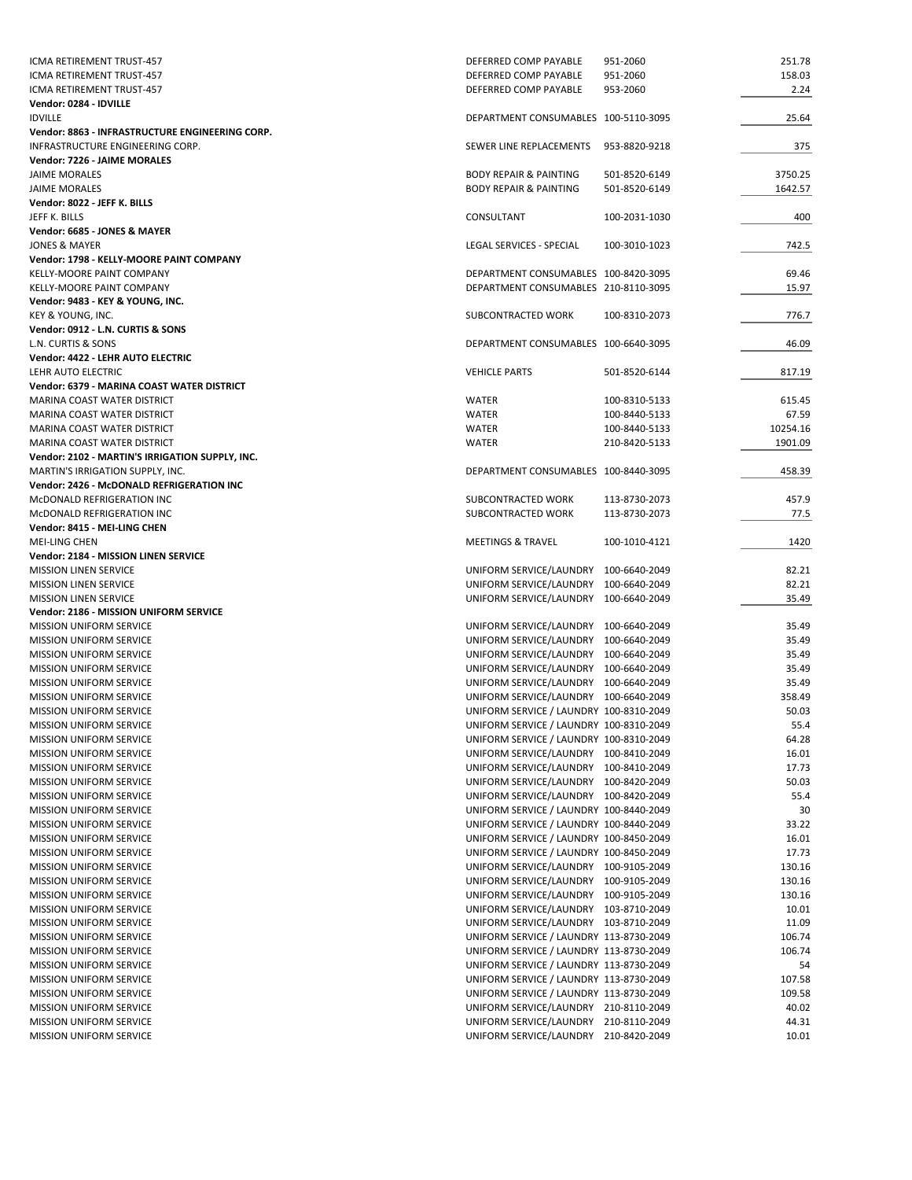| | | | |
|---|---|---|---|
| ICMA RETIREMENT TRUST-457 | DEFERRED COMP PAYABLE | 951-2060 | 251.78 |
| ICMA RETIREMENT TRUST-457 | DEFERRED COMP PAYABLE | 951-2060 | 158.03 |
| ICMA RETIREMENT TRUST-457 | DEFERRED COMP PAYABLE | 953-2060 | 2.24 |
| **Vendor: 0284 - IDVILLE** | | | |
| IDVILLE | DEPARTMENT CONSUMABLES | 100-5110-3095 | 25.64 |
| **Vendor: 8863 - INFRASTRUCTURE ENGINEERING CORP.** | | | |
| INFRASTRUCTURE ENGINEERING CORP. | SEWER LINE REPLACEMENTS | 953-8820-9218 | 375 |
| **Vendor: 7226 - JAIME MORALES** | | | |
| JAIME MORALES | BODY REPAIR & PAINTING | 501-8520-6149 | 3750.25 |
| JAIME MORALES | BODY REPAIR & PAINTING | 501-8520-6149 | 1642.57 |
| **Vendor: 8022 - JEFF K. BILLS** | | | |
| JEFF K. BILLS | CONSULTANT | 100-2031-1030 | 400 |
| **Vendor: 6685 - JONES & MAYER** | | | |
| JONES & MAYER | LEGAL SERVICES - SPECIAL | 100-3010-1023 | 742.5 |
| **Vendor: 1798 - KELLY-MOORE PAINT COMPANY** | | | |
| KELLY-MOORE PAINT COMPANY | DEPARTMENT CONSUMABLES | 100-8420-3095 | 69.46 |
| KELLY-MOORE PAINT COMPANY | DEPARTMENT CONSUMABLES | 210-8110-3095 | 15.97 |
| **Vendor: 9483 - KEY & YOUNG, INC.** | | | |
| KEY & YOUNG, INC. | SUBCONTRACTED WORK | 100-8310-2073 | 776.7 |
| **Vendor: 0912 - L.N. CURTIS & SONS** | | | |
| L.N. CURTIS & SONS | DEPARTMENT CONSUMABLES | 100-6640-3095 | 46.09 |
| **Vendor: 4422 - LEHR AUTO ELECTRIC** | | | |
| LEHR AUTO ELECTRIC | VEHICLE PARTS | 501-8520-6144 | 817.19 |
| **Vendor: 6379 - MARINA COAST WATER DISTRICT** | | | |
| MARINA COAST WATER DISTRICT | WATER | 100-8310-5133 | 615.45 |
| MARINA COAST WATER DISTRICT | WATER | 100-8440-5133 | 67.59 |
| MARINA COAST WATER DISTRICT | WATER | 100-8440-5133 | 10254.16 |
| MARINA COAST WATER DISTRICT | WATER | 210-8420-5133 | 1901.09 |
| **Vendor: 2102 - MARTIN'S IRRIGATION SUPPLY, INC.** | | | |
| MARTIN'S IRRIGATION SUPPLY, INC. | DEPARTMENT CONSUMABLES | 100-8440-3095 | 458.39 |
| **Vendor: 2426 - McDONALD REFRIGERATION INC** | | | |
| McDONALD REFRIGERATION INC | SUBCONTRACTED WORK | 113-8730-2073 | 457.9 |
| McDONALD REFRIGERATION INC | SUBCONTRACTED WORK | 113-8730-2073 | 77.5 |
| **Vendor: 8415 - MEI-LING CHEN** | | | |
| MEI-LING CHEN | MEETINGS & TRAVEL | 100-1010-4121 | 1420 |
| **Vendor: 2184 - MISSION LINEN SERVICE** | | | |
| MISSION LINEN SERVICE | UNIFORM SERVICE/LAUNDRY | 100-6640-2049 | 82.21 |
| MISSION LINEN SERVICE | UNIFORM SERVICE/LAUNDRY | 100-6640-2049 | 82.21 |
| MISSION LINEN SERVICE | UNIFORM SERVICE/LAUNDRY | 100-6640-2049 | 35.49 |
| **Vendor: 2186 - MISSION UNIFORM SERVICE** | | | |
| MISSION UNIFORM SERVICE | UNIFORM SERVICE/LAUNDRY | 100-6640-2049 | 35.49 |
| MISSION UNIFORM SERVICE | UNIFORM SERVICE/LAUNDRY | 100-6640-2049 | 35.49 |
| MISSION UNIFORM SERVICE | UNIFORM SERVICE/LAUNDRY | 100-6640-2049 | 35.49 |
| MISSION UNIFORM SERVICE | UNIFORM SERVICE/LAUNDRY | 100-6640-2049 | 35.49 |
| MISSION UNIFORM SERVICE | UNIFORM SERVICE/LAUNDRY | 100-6640-2049 | 35.49 |
| MISSION UNIFORM SERVICE | UNIFORM SERVICE/LAUNDRY | 100-6640-2049 | 358.49 |
| MISSION UNIFORM SERVICE | UNIFORM SERVICE / LAUNDRY | 100-8310-2049 | 50.03 |
| MISSION UNIFORM SERVICE | UNIFORM SERVICE / LAUNDRY | 100-8310-2049 | 55.4 |
| MISSION UNIFORM SERVICE | UNIFORM SERVICE / LAUNDRY | 100-8310-2049 | 64.28 |
| MISSION UNIFORM SERVICE | UNIFORM SERVICE/LAUNDRY | 100-8410-2049 | 16.01 |
| MISSION UNIFORM SERVICE | UNIFORM SERVICE/LAUNDRY | 100-8410-2049 | 17.73 |
| MISSION UNIFORM SERVICE | UNIFORM SERVICE/LAUNDRY | 100-8420-2049 | 50.03 |
| MISSION UNIFORM SERVICE | UNIFORM SERVICE/LAUNDRY | 100-8420-2049 | 55.4 |
| MISSION UNIFORM SERVICE | UNIFORM SERVICE / LAUNDRY | 100-8440-2049 | 30 |
| MISSION UNIFORM SERVICE | UNIFORM SERVICE / LAUNDRY | 100-8440-2049 | 33.22 |
| MISSION UNIFORM SERVICE | UNIFORM SERVICE / LAUNDRY | 100-8450-2049 | 16.01 |
| MISSION UNIFORM SERVICE | UNIFORM SERVICE / LAUNDRY | 100-8450-2049 | 17.73 |
| MISSION UNIFORM SERVICE | UNIFORM SERVICE/LAUNDRY | 100-9105-2049 | 130.16 |
| MISSION UNIFORM SERVICE | UNIFORM SERVICE/LAUNDRY | 100-9105-2049 | 130.16 |
| MISSION UNIFORM SERVICE | UNIFORM SERVICE/LAUNDRY | 100-9105-2049 | 130.16 |
| MISSION UNIFORM SERVICE | UNIFORM SERVICE/LAUNDRY | 103-8710-2049 | 10.01 |
| MISSION UNIFORM SERVICE | UNIFORM SERVICE/LAUNDRY | 103-8710-2049 | 11.09 |
| MISSION UNIFORM SERVICE | UNIFORM SERVICE / LAUNDRY | 113-8730-2049 | 106.74 |
| MISSION UNIFORM SERVICE | UNIFORM SERVICE / LAUNDRY | 113-8730-2049 | 106.74 |
| MISSION UNIFORM SERVICE | UNIFORM SERVICE / LAUNDRY | 113-8730-2049 | 54 |
| MISSION UNIFORM SERVICE | UNIFORM SERVICE / LAUNDRY | 113-8730-2049 | 107.58 |
| MISSION UNIFORM SERVICE | UNIFORM SERVICE / LAUNDRY | 113-8730-2049 | 109.58 |
| MISSION UNIFORM SERVICE | UNIFORM SERVICE/LAUNDRY | 210-8110-2049 | 40.02 |
| MISSION UNIFORM SERVICE | UNIFORM SERVICE/LAUNDRY | 210-8110-2049 | 44.31 |
| MISSION UNIFORM SERVICE | UNIFORM SERVICE/LAUNDRY | 210-8420-2049 | 10.01 |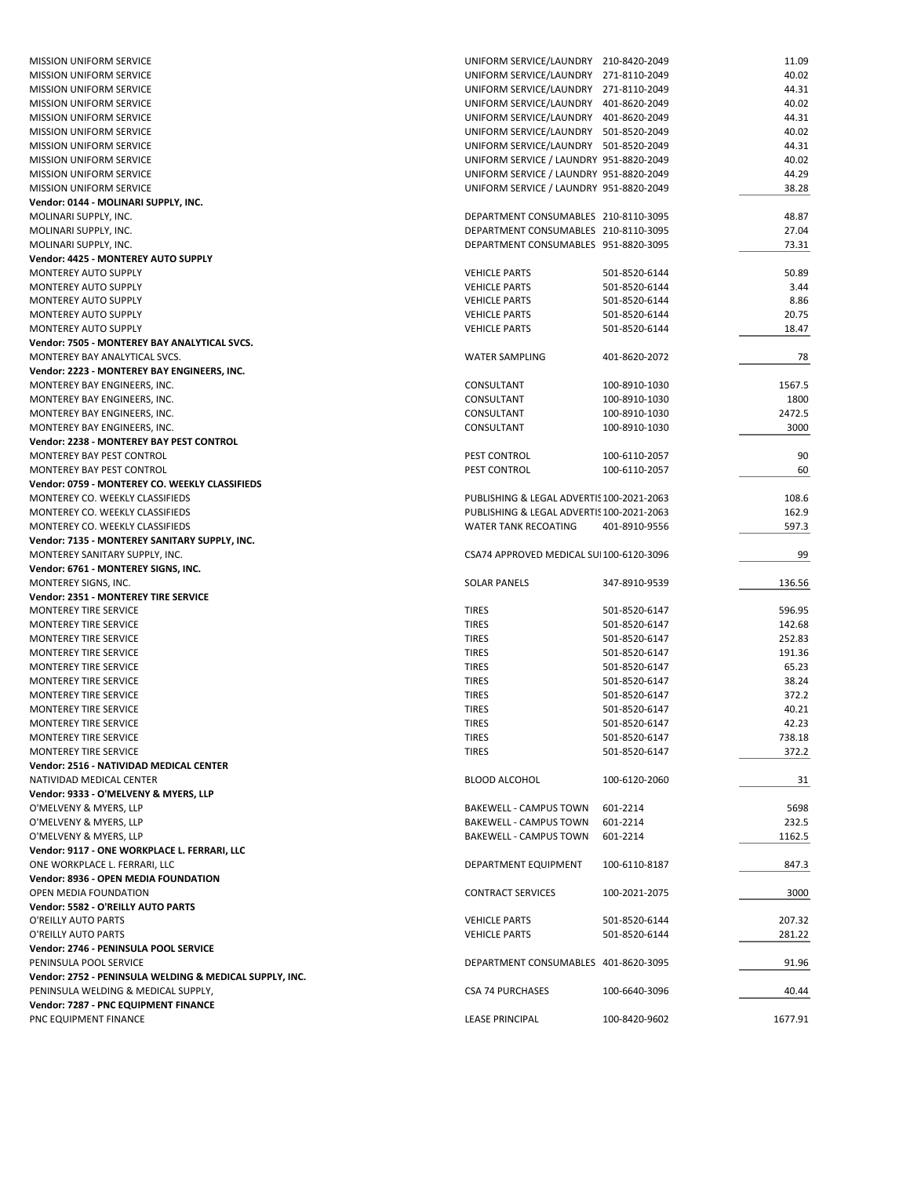| | | | |
|---|---|---|---|
| MISSION UNIFORM SERVICE | UNIFORM SERVICE/LAUNDRY | 210-8420-2049 | 11.09 |
| MISSION UNIFORM SERVICE | UNIFORM SERVICE/LAUNDRY | 271-8110-2049 | 40.02 |
| MISSION UNIFORM SERVICE | UNIFORM SERVICE/LAUNDRY | 271-8110-2049 | 44.31 |
| MISSION UNIFORM SERVICE | UNIFORM SERVICE/LAUNDRY | 401-8620-2049 | 40.02 |
| MISSION UNIFORM SERVICE | UNIFORM SERVICE/LAUNDRY | 401-8620-2049 | 44.31 |
| MISSION UNIFORM SERVICE | UNIFORM SERVICE/LAUNDRY | 501-8520-2049 | 40.02 |
| MISSION UNIFORM SERVICE | UNIFORM SERVICE/LAUNDRY | 501-8520-2049 | 44.31 |
| MISSION UNIFORM SERVICE | UNIFORM SERVICE / LAUNDRY | 951-8820-2049 | 40.02 |
| MISSION UNIFORM SERVICE | UNIFORM SERVICE / LAUNDRY | 951-8820-2049 | 44.29 |
| MISSION UNIFORM SERVICE | UNIFORM SERVICE / LAUNDRY | 951-8820-2049 | 38.28 |
| **Vendor: 0144 - MOLINARI SUPPLY, INC.** | | | |
| MOLINARI SUPPLY, INC. | DEPARTMENT CONSUMABLES | 210-8110-3095 | 48.87 |
| MOLINARI SUPPLY, INC. | DEPARTMENT CONSUMABLES | 210-8110-3095 | 27.04 |
| MOLINARI SUPPLY, INC. | DEPARTMENT CONSUMABLES | 951-8820-3095 | 73.31 |
| **Vendor: 4425 - MONTEREY AUTO SUPPLY** | | | |
| MONTEREY AUTO SUPPLY | VEHICLE PARTS | 501-8520-6144 | 50.89 |
| MONTEREY AUTO SUPPLY | VEHICLE PARTS | 501-8520-6144 | 3.44 |
| MONTEREY AUTO SUPPLY | VEHICLE PARTS | 501-8520-6144 | 8.86 |
| MONTEREY AUTO SUPPLY | VEHICLE PARTS | 501-8520-6144 | 20.75 |
| MONTEREY AUTO SUPPLY | VEHICLE PARTS | 501-8520-6144 | 18.47 |
| **Vendor: 7505 - MONTEREY BAY ANALYTICAL SVCS.** | | | |
| MONTEREY BAY ANALYTICAL SVCS. | WATER SAMPLING | 401-8620-2072 | 78 |
| **Vendor: 2223 - MONTEREY BAY ENGINEERS, INC.** | | | |
| MONTEREY BAY ENGINEERS, INC. | CONSULTANT | 100-8910-1030 | 1567.5 |
| MONTEREY BAY ENGINEERS, INC. | CONSULTANT | 100-8910-1030 | 1800 |
| MONTEREY BAY ENGINEERS, INC. | CONSULTANT | 100-8910-1030 | 2472.5 |
| MONTEREY BAY ENGINEERS, INC. | CONSULTANT | 100-8910-1030 | 3000 |
| **Vendor: 2238 - MONTEREY BAY PEST CONTROL** | | | |
| MONTEREY BAY PEST CONTROL | PEST CONTROL | 100-6110-2057 | 90 |
| MONTEREY BAY PEST CONTROL | PEST CONTROL | 100-6110-2057 | 60 |
| **Vendor: 0759 - MONTEREY CO. WEEKLY CLASSIFIEDS** | | | |
| MONTEREY CO. WEEKLY CLASSIFIEDS | PUBLISHING & LEGAL ADVERTIS | 100-2021-2063 | 108.6 |
| MONTEREY CO. WEEKLY CLASSIFIEDS | PUBLISHING & LEGAL ADVERTIS | 100-2021-2063 | 162.9 |
| MONTEREY CO. WEEKLY CLASSIFIEDS | WATER TANK RECOATING | 401-8910-9556 | 597.3 |
| **Vendor: 7135 - MONTEREY SANITARY SUPPLY, INC.** | | | |
| MONTEREY SANITARY SUPPLY, INC. | CSA74 APPROVED MEDICAL SU | 100-6120-3096 | 99 |
| **Vendor: 6761 - MONTEREY SIGNS, INC.** | | | |
| MONTEREY SIGNS, INC. | SOLAR PANELS | 347-8910-9539 | 136.56 |
| **Vendor: 2351 - MONTEREY TIRE SERVICE** | | | |
| MONTEREY TIRE SERVICE | TIRES | 501-8520-6147 | 596.95 |
| MONTEREY TIRE SERVICE | TIRES | 501-8520-6147 | 142.68 |
| MONTEREY TIRE SERVICE | TIRES | 501-8520-6147 | 252.83 |
| MONTEREY TIRE SERVICE | TIRES | 501-8520-6147 | 191.36 |
| MONTEREY TIRE SERVICE | TIRES | 501-8520-6147 | 65.23 |
| MONTEREY TIRE SERVICE | TIRES | 501-8520-6147 | 38.24 |
| MONTEREY TIRE SERVICE | TIRES | 501-8520-6147 | 372.2 |
| MONTEREY TIRE SERVICE | TIRES | 501-8520-6147 | 40.21 |
| MONTEREY TIRE SERVICE | TIRES | 501-8520-6147 | 42.23 |
| MONTEREY TIRE SERVICE | TIRES | 501-8520-6147 | 738.18 |
| MONTEREY TIRE SERVICE | TIRES | 501-8520-6147 | 372.2 |
| **Vendor: 2516 - NATIVIDAD MEDICAL CENTER** | | | |
| NATIVIDAD MEDICAL CENTER | BLOOD ALCOHOL | 100-6120-2060 | 31 |
| **Vendor: 9333 - O'MELVENY & MYERS, LLP** | | | |
| O'MELVENY & MYERS, LLP | BAKEWELL - CAMPUS TOWN | 601-2214 | 5698 |
| O'MELVENY & MYERS, LLP | BAKEWELL - CAMPUS TOWN | 601-2214 | 232.5 |
| O'MELVENY & MYERS, LLP | BAKEWELL - CAMPUS TOWN | 601-2214 | 1162.5 |
| **Vendor: 9117 - ONE WORKPLACE L. FERRARI, LLC** | | | |
| ONE WORKPLACE L. FERRARI, LLC | DEPARTMENT EQUIPMENT | 100-6110-8187 | 847.3 |
| **Vendor: 8936 - OPEN MEDIA FOUNDATION** | | | |
| OPEN MEDIA FOUNDATION | CONTRACT SERVICES | 100-2021-2075 | 3000 |
| **Vendor: 5582 - O'REILLY AUTO PARTS** | | | |
| O'REILLY AUTO PARTS | VEHICLE PARTS | 501-8520-6144 | 207.32 |
| O'REILLY AUTO PARTS | VEHICLE PARTS | 501-8520-6144 | 281.22 |
| **Vendor: 2746 - PENINSULA POOL SERVICE** | | | |
| PENINSULA POOL SERVICE | DEPARTMENT CONSUMABLES | 401-8620-3095 | 91.96 |
| **Vendor: 2752 - PENINSULA WELDING & MEDICAL SUPPLY, INC.** | | | |
| PENINSULA WELDING & MEDICAL SUPPLY, | CSA 74 PURCHASES | 100-6640-3096 | 40.44 |
| **Vendor: 7287 - PNC EQUIPMENT FINANCE** | | | |
| PNC EQUIPMENT FINANCE | LEASE PRINCIPAL | 100-8420-9602 | 1677.91 |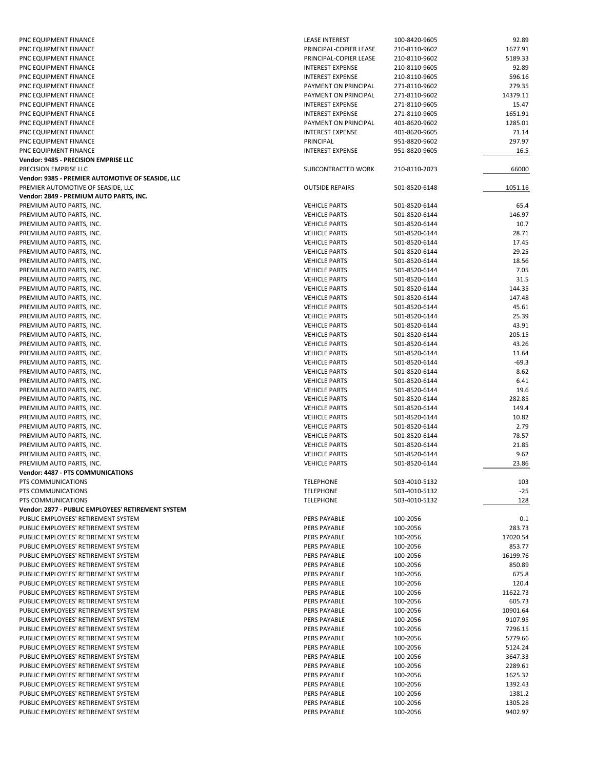| | | | |
|---|---|---|---|
| PNC EQUIPMENT FINANCE | LEASE INTEREST | 100-8420-9605 | 92.89 |
| PNC EQUIPMENT FINANCE | PRINCIPAL-COPIER LEASE | 210-8110-9602 | 1677.91 |
| PNC EQUIPMENT FINANCE | PRINCIPAL-COPIER LEASE | 210-8110-9602 | 5189.33 |
| PNC EQUIPMENT FINANCE | INTEREST EXPENSE | 210-8110-9605 | 92.89 |
| PNC EQUIPMENT FINANCE | INTEREST EXPENSE | 210-8110-9605 | 596.16 |
| PNC EQUIPMENT FINANCE | PAYMENT ON PRINCIPAL | 271-8110-9602 | 279.35 |
| PNC EQUIPMENT FINANCE | PAYMENT ON PRINCIPAL | 271-8110-9602 | 14379.11 |
| PNC EQUIPMENT FINANCE | INTEREST EXPENSE | 271-8110-9605 | 15.47 |
| PNC EQUIPMENT FINANCE | INTEREST EXPENSE | 271-8110-9605 | 1651.91 |
| PNC EQUIPMENT FINANCE | PAYMENT ON PRINCIPAL | 401-8620-9602 | 1285.01 |
| PNC EQUIPMENT FINANCE | INTEREST EXPENSE | 401-8620-9605 | 71.14 |
| PNC EQUIPMENT FINANCE | PRINCIPAL | 951-8820-9602 | 297.97 |
| PNC EQUIPMENT FINANCE | INTEREST EXPENSE | 951-8820-9605 | 16.5 |
| **Vendor: 9485 - PRECISION EMPRISE LLC** | | | |
| PRECISION EMPRISE LLC | SUBCONTRACTED WORK | 210-8110-2073 | 66000 |
| **Vendor: 9385 - PREMIER AUTOMOTIVE OF SEASIDE, LLC** | | | |
| PREMIER AUTOMOTIVE OF SEASIDE, LLC | OUTSIDE REPAIRS | 501-8520-6148 | 1051.16 |
| **Vendor: 2849 - PREMIUM AUTO PARTS, INC.** | | | |
| PREMIUM AUTO PARTS, INC. | VEHICLE PARTS | 501-8520-6144 | 65.4 |
| PREMIUM AUTO PARTS, INC. | VEHICLE PARTS | 501-8520-6144 | 146.97 |
| PREMIUM AUTO PARTS, INC. | VEHICLE PARTS | 501-8520-6144 | 10.7 |
| PREMIUM AUTO PARTS, INC. | VEHICLE PARTS | 501-8520-6144 | 28.71 |
| PREMIUM AUTO PARTS, INC. | VEHICLE PARTS | 501-8520-6144 | 17.45 |
| PREMIUM AUTO PARTS, INC. | VEHICLE PARTS | 501-8520-6144 | 29.25 |
| PREMIUM AUTO PARTS, INC. | VEHICLE PARTS | 501-8520-6144 | 18.56 |
| PREMIUM AUTO PARTS, INC. | VEHICLE PARTS | 501-8520-6144 | 7.05 |
| PREMIUM AUTO PARTS, INC. | VEHICLE PARTS | 501-8520-6144 | 31.5 |
| PREMIUM AUTO PARTS, INC. | VEHICLE PARTS | 501-8520-6144 | 144.35 |
| PREMIUM AUTO PARTS, INC. | VEHICLE PARTS | 501-8520-6144 | 147.48 |
| PREMIUM AUTO PARTS, INC. | VEHICLE PARTS | 501-8520-6144 | 45.61 |
| PREMIUM AUTO PARTS, INC. | VEHICLE PARTS | 501-8520-6144 | 25.39 |
| PREMIUM AUTO PARTS, INC. | VEHICLE PARTS | 501-8520-6144 | 43.91 |
| PREMIUM AUTO PARTS, INC. | VEHICLE PARTS | 501-8520-6144 | 205.15 |
| PREMIUM AUTO PARTS, INC. | VEHICLE PARTS | 501-8520-6144 | 43.26 |
| PREMIUM AUTO PARTS, INC. | VEHICLE PARTS | 501-8520-6144 | 11.64 |
| PREMIUM AUTO PARTS, INC. | VEHICLE PARTS | 501-8520-6144 | -69.3 |
| PREMIUM AUTO PARTS, INC. | VEHICLE PARTS | 501-8520-6144 | 8.62 |
| PREMIUM AUTO PARTS, INC. | VEHICLE PARTS | 501-8520-6144 | 6.41 |
| PREMIUM AUTO PARTS, INC. | VEHICLE PARTS | 501-8520-6144 | 19.6 |
| PREMIUM AUTO PARTS, INC. | VEHICLE PARTS | 501-8520-6144 | 282.85 |
| PREMIUM AUTO PARTS, INC. | VEHICLE PARTS | 501-8520-6144 | 149.4 |
| PREMIUM AUTO PARTS, INC. | VEHICLE PARTS | 501-8520-6144 | 10.82 |
| PREMIUM AUTO PARTS, INC. | VEHICLE PARTS | 501-8520-6144 | 2.79 |
| PREMIUM AUTO PARTS, INC. | VEHICLE PARTS | 501-8520-6144 | 78.57 |
| PREMIUM AUTO PARTS, INC. | VEHICLE PARTS | 501-8520-6144 | 21.85 |
| PREMIUM AUTO PARTS, INC. | VEHICLE PARTS | 501-8520-6144 | 9.62 |
| PREMIUM AUTO PARTS, INC. | VEHICLE PARTS | 501-8520-6144 | 23.86 |
| **Vendor: 4487 - PTS COMMUNICATIONS** | | | |
| PTS COMMUNICATIONS | TELEPHONE | 503-4010-5132 | 103 |
| PTS COMMUNICATIONS | TELEPHONE | 503-4010-5132 | -25 |
| PTS COMMUNICATIONS | TELEPHONE | 503-4010-5132 | 128 |
| **Vendor: 2877 - PUBLIC EMPLOYEES' RETIREMENT SYSTEM** | | | |
| PUBLIC EMPLOYEES' RETIREMENT SYSTEM | PERS PAYABLE | 100-2056 | 0.1 |
| PUBLIC EMPLOYEES' RETIREMENT SYSTEM | PERS PAYABLE | 100-2056 | 283.73 |
| PUBLIC EMPLOYEES' RETIREMENT SYSTEM | PERS PAYABLE | 100-2056 | 17020.54 |
| PUBLIC EMPLOYEES' RETIREMENT SYSTEM | PERS PAYABLE | 100-2056 | 853.77 |
| PUBLIC EMPLOYEES' RETIREMENT SYSTEM | PERS PAYABLE | 100-2056 | 16199.76 |
| PUBLIC EMPLOYEES' RETIREMENT SYSTEM | PERS PAYABLE | 100-2056 | 850.89 |
| PUBLIC EMPLOYEES' RETIREMENT SYSTEM | PERS PAYABLE | 100-2056 | 675.8 |
| PUBLIC EMPLOYEES' RETIREMENT SYSTEM | PERS PAYABLE | 100-2056 | 120.4 |
| PUBLIC EMPLOYEES' RETIREMENT SYSTEM | PERS PAYABLE | 100-2056 | 11622.73 |
| PUBLIC EMPLOYEES' RETIREMENT SYSTEM | PERS PAYABLE | 100-2056 | 605.73 |
| PUBLIC EMPLOYEES' RETIREMENT SYSTEM | PERS PAYABLE | 100-2056 | 10901.64 |
| PUBLIC EMPLOYEES' RETIREMENT SYSTEM | PERS PAYABLE | 100-2056 | 9107.95 |
| PUBLIC EMPLOYEES' RETIREMENT SYSTEM | PERS PAYABLE | 100-2056 | 7296.15 |
| PUBLIC EMPLOYEES' RETIREMENT SYSTEM | PERS PAYABLE | 100-2056 | 5779.66 |
| PUBLIC EMPLOYEES' RETIREMENT SYSTEM | PERS PAYABLE | 100-2056 | 5124.24 |
| PUBLIC EMPLOYEES' RETIREMENT SYSTEM | PERS PAYABLE | 100-2056 | 3647.33 |
| PUBLIC EMPLOYEES' RETIREMENT SYSTEM | PERS PAYABLE | 100-2056 | 2289.61 |
| PUBLIC EMPLOYEES' RETIREMENT SYSTEM | PERS PAYABLE | 100-2056 | 1625.32 |
| PUBLIC EMPLOYEES' RETIREMENT SYSTEM | PERS PAYABLE | 100-2056 | 1392.43 |
| PUBLIC EMPLOYEES' RETIREMENT SYSTEM | PERS PAYABLE | 100-2056 | 1381.2 |
| PUBLIC EMPLOYEES' RETIREMENT SYSTEM | PERS PAYABLE | 100-2056 | 1305.28 |
| PUBLIC EMPLOYEES' RETIREMENT SYSTEM | PERS PAYABLE | 100-2056 | 9402.97 |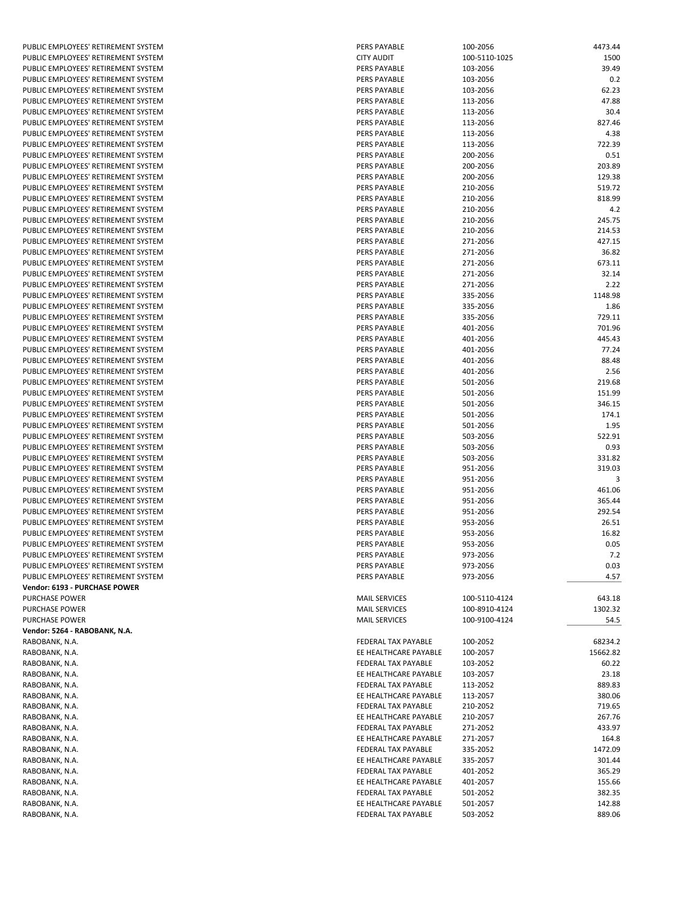| | | | |
|---|---|---|---|
| PUBLIC EMPLOYEES' RETIREMENT SYSTEM | PERS PAYABLE | 100-2056 | 4473.44 |
| PUBLIC EMPLOYEES' RETIREMENT SYSTEM | CITY AUDIT | 100-5110-1025 | 1500 |
| PUBLIC EMPLOYEES' RETIREMENT SYSTEM | PERS PAYABLE | 103-2056 | 39.49 |
| PUBLIC EMPLOYEES' RETIREMENT SYSTEM | PERS PAYABLE | 103-2056 | 0.2 |
| PUBLIC EMPLOYEES' RETIREMENT SYSTEM | PERS PAYABLE | 103-2056 | 62.23 |
| PUBLIC EMPLOYEES' RETIREMENT SYSTEM | PERS PAYABLE | 113-2056 | 47.88 |
| PUBLIC EMPLOYEES' RETIREMENT SYSTEM | PERS PAYABLE | 113-2056 | 30.4 |
| PUBLIC EMPLOYEES' RETIREMENT SYSTEM | PERS PAYABLE | 113-2056 | 827.46 |
| PUBLIC EMPLOYEES' RETIREMENT SYSTEM | PERS PAYABLE | 113-2056 | 4.38 |
| PUBLIC EMPLOYEES' RETIREMENT SYSTEM | PERS PAYABLE | 113-2056 | 722.39 |
| PUBLIC EMPLOYEES' RETIREMENT SYSTEM | PERS PAYABLE | 200-2056 | 0.51 |
| PUBLIC EMPLOYEES' RETIREMENT SYSTEM | PERS PAYABLE | 200-2056 | 203.89 |
| PUBLIC EMPLOYEES' RETIREMENT SYSTEM | PERS PAYABLE | 200-2056 | 129.38 |
| PUBLIC EMPLOYEES' RETIREMENT SYSTEM | PERS PAYABLE | 210-2056 | 519.72 |
| PUBLIC EMPLOYEES' RETIREMENT SYSTEM | PERS PAYABLE | 210-2056 | 818.99 |
| PUBLIC EMPLOYEES' RETIREMENT SYSTEM | PERS PAYABLE | 210-2056 | 4.2 |
| PUBLIC EMPLOYEES' RETIREMENT SYSTEM | PERS PAYABLE | 210-2056 | 245.75 |
| PUBLIC EMPLOYEES' RETIREMENT SYSTEM | PERS PAYABLE | 210-2056 | 214.53 |
| PUBLIC EMPLOYEES' RETIREMENT SYSTEM | PERS PAYABLE | 271-2056 | 427.15 |
| PUBLIC EMPLOYEES' RETIREMENT SYSTEM | PERS PAYABLE | 271-2056 | 36.82 |
| PUBLIC EMPLOYEES' RETIREMENT SYSTEM | PERS PAYABLE | 271-2056 | 673.11 |
| PUBLIC EMPLOYEES' RETIREMENT SYSTEM | PERS PAYABLE | 271-2056 | 32.14 |
| PUBLIC EMPLOYEES' RETIREMENT SYSTEM | PERS PAYABLE | 271-2056 | 2.22 |
| PUBLIC EMPLOYEES' RETIREMENT SYSTEM | PERS PAYABLE | 335-2056 | 1148.98 |
| PUBLIC EMPLOYEES' RETIREMENT SYSTEM | PERS PAYABLE | 335-2056 | 1.86 |
| PUBLIC EMPLOYEES' RETIREMENT SYSTEM | PERS PAYABLE | 335-2056 | 729.11 |
| PUBLIC EMPLOYEES' RETIREMENT SYSTEM | PERS PAYABLE | 401-2056 | 701.96 |
| PUBLIC EMPLOYEES' RETIREMENT SYSTEM | PERS PAYABLE | 401-2056 | 445.43 |
| PUBLIC EMPLOYEES' RETIREMENT SYSTEM | PERS PAYABLE | 401-2056 | 77.24 |
| PUBLIC EMPLOYEES' RETIREMENT SYSTEM | PERS PAYABLE | 401-2056 | 88.48 |
| PUBLIC EMPLOYEES' RETIREMENT SYSTEM | PERS PAYABLE | 401-2056 | 2.56 |
| PUBLIC EMPLOYEES' RETIREMENT SYSTEM | PERS PAYABLE | 501-2056 | 219.68 |
| PUBLIC EMPLOYEES' RETIREMENT SYSTEM | PERS PAYABLE | 501-2056 | 151.99 |
| PUBLIC EMPLOYEES' RETIREMENT SYSTEM | PERS PAYABLE | 501-2056 | 346.15 |
| PUBLIC EMPLOYEES' RETIREMENT SYSTEM | PERS PAYABLE | 501-2056 | 174.1 |
| PUBLIC EMPLOYEES' RETIREMENT SYSTEM | PERS PAYABLE | 501-2056 | 1.95 |
| PUBLIC EMPLOYEES' RETIREMENT SYSTEM | PERS PAYABLE | 503-2056 | 522.91 |
| PUBLIC EMPLOYEES' RETIREMENT SYSTEM | PERS PAYABLE | 503-2056 | 0.93 |
| PUBLIC EMPLOYEES' RETIREMENT SYSTEM | PERS PAYABLE | 503-2056 | 331.82 |
| PUBLIC EMPLOYEES' RETIREMENT SYSTEM | PERS PAYABLE | 951-2056 | 319.03 |
| PUBLIC EMPLOYEES' RETIREMENT SYSTEM | PERS PAYABLE | 951-2056 | 3 |
| PUBLIC EMPLOYEES' RETIREMENT SYSTEM | PERS PAYABLE | 951-2056 | 461.06 |
| PUBLIC EMPLOYEES' RETIREMENT SYSTEM | PERS PAYABLE | 951-2056 | 365.44 |
| PUBLIC EMPLOYEES' RETIREMENT SYSTEM | PERS PAYABLE | 951-2056 | 292.54 |
| PUBLIC EMPLOYEES' RETIREMENT SYSTEM | PERS PAYABLE | 953-2056 | 26.51 |
| PUBLIC EMPLOYEES' RETIREMENT SYSTEM | PERS PAYABLE | 953-2056 | 16.82 |
| PUBLIC EMPLOYEES' RETIREMENT SYSTEM | PERS PAYABLE | 953-2056 | 0.05 |
| PUBLIC EMPLOYEES' RETIREMENT SYSTEM | PERS PAYABLE | 973-2056 | 7.2 |
| PUBLIC EMPLOYEES' RETIREMENT SYSTEM | PERS PAYABLE | 973-2056 | 0.03 |
| PUBLIC EMPLOYEES' RETIREMENT SYSTEM | PERS PAYABLE | 973-2056 | 4.57 |
| **Vendor: 6193 - PURCHASE POWER** | | | |
| PURCHASE POWER | MAIL SERVICES | 100-5110-4124 | 643.18 |
| PURCHASE POWER | MAIL SERVICES | 100-8910-4124 | 1302.32 |
| PURCHASE POWER | MAIL SERVICES | 100-9100-4124 | 54.5 |
| **Vendor: 5264 - RABOBANK, N.A.** | | | |
| RABOBANK, N.A. | FEDERAL TAX PAYABLE | 100-2052 | 68234.2 |
| RABOBANK, N.A. | EE HEALTHCARE PAYABLE | 100-2057 | 15662.82 |
| RABOBANK, N.A. | FEDERAL TAX PAYABLE | 103-2052 | 60.22 |
| RABOBANK, N.A. | EE HEALTHCARE PAYABLE | 103-2057 | 23.18 |
| RABOBANK, N.A. | FEDERAL TAX PAYABLE | 113-2052 | 889.83 |
| RABOBANK, N.A. | EE HEALTHCARE PAYABLE | 113-2057 | 380.06 |
| RABOBANK, N.A. | FEDERAL TAX PAYABLE | 210-2052 | 719.65 |
| RABOBANK, N.A. | EE HEALTHCARE PAYABLE | 210-2057 | 267.76 |
| RABOBANK, N.A. | FEDERAL TAX PAYABLE | 271-2052 | 433.97 |
| RABOBANK, N.A. | EE HEALTHCARE PAYABLE | 271-2057 | 164.8 |
| RABOBANK, N.A. | FEDERAL TAX PAYABLE | 335-2052 | 1472.09 |
| RABOBANK, N.A. | EE HEALTHCARE PAYABLE | 335-2057 | 301.44 |
| RABOBANK, N.A. | FEDERAL TAX PAYABLE | 401-2052 | 365.29 |
| RABOBANK, N.A. | EE HEALTHCARE PAYABLE | 401-2057 | 155.66 |
| RABOBANK, N.A. | FEDERAL TAX PAYABLE | 501-2052 | 382.35 |
| RABOBANK, N.A. | EE HEALTHCARE PAYABLE | 501-2057 | 142.88 |
| RABOBANK, N.A. | FEDERAL TAX PAYABLE | 503-2052 | 889.06 |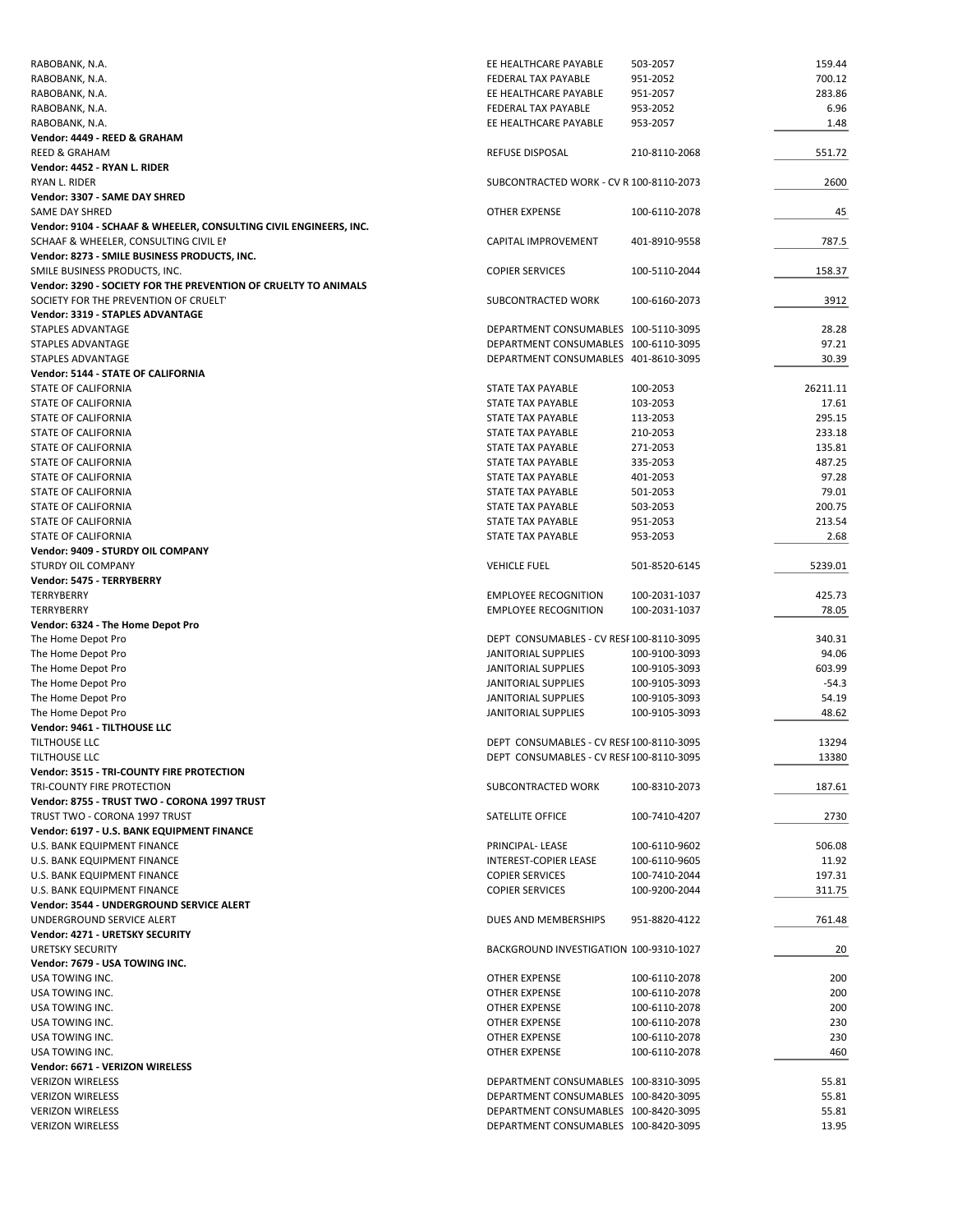| | | | |
|---|---|---|---|
| RABOBANK, N.A. | EE HEALTHCARE PAYABLE | 503-2057 | 159.44 |
| RABOBANK, N.A. | FEDERAL TAX PAYABLE | 951-2052 | 700.12 |
| RABOBANK, N.A. | EE HEALTHCARE PAYABLE | 951-2057 | 283.86 |
| RABOBANK, N.A. | FEDERAL TAX PAYABLE | 953-2052 | 6.96 |
| RABOBANK, N.A. | EE HEALTHCARE PAYABLE | 953-2057 | 1.48 |
| **Vendor: 4449 - REED & GRAHAM** | | | |
| REED & GRAHAM | REFUSE DISPOSAL | 210-8110-2068 | 551.72 |
| **Vendor: 4452 - RYAN L. RIDER** | | | |
| RYAN L. RIDER | SUBCONTRACTED WORK - CV R | 100-8110-2073 | 2600 |
| **Vendor: 3307 - SAME DAY SHRED** | | | |
| SAME DAY SHRED | OTHER EXPENSE | 100-6110-2078 | 45 |
| **Vendor: 9104 - SCHAAF & WHEELER, CONSULTING CIVIL ENGINEERS, INC.** | | | |
| SCHAAF & WHEELER, CONSULTING CIVIL EN | CAPITAL IMPROVEMENT | 401-8910-9558 | 787.5 |
| **Vendor: 8273 - SMILE BUSINESS PRODUCTS, INC.** | | | |
| SMILE BUSINESS PRODUCTS, INC. | COPIER SERVICES | 100-5110-2044 | 158.37 |
| **Vendor: 3290 - SOCIETY FOR THE PREVENTION OF CRUELTY TO ANIMALS** | | | |
| SOCIETY FOR THE PREVENTION OF CRUELT | SUBCONTRACTED WORK | 100-6160-2073 | 3912 |
| **Vendor: 3319 - STAPLES ADVANTAGE** | | | |
| STAPLES ADVANTAGE | DEPARTMENT CONSUMABLES | 100-5110-3095 | 28.28 |
| STAPLES ADVANTAGE | DEPARTMENT CONSUMABLES | 100-6110-3095 | 97.21 |
| STAPLES ADVANTAGE | DEPARTMENT CONSUMABLES | 401-8610-3095 | 30.39 |
| **Vendor: 5144 - STATE OF CALIFORNIA** | | | |
| STATE OF CALIFORNIA | STATE TAX PAYABLE | 100-2053 | 26211.11 |
| STATE OF CALIFORNIA | STATE TAX PAYABLE | 103-2053 | 17.61 |
| STATE OF CALIFORNIA | STATE TAX PAYABLE | 113-2053 | 295.15 |
| STATE OF CALIFORNIA | STATE TAX PAYABLE | 210-2053 | 233.18 |
| STATE OF CALIFORNIA | STATE TAX PAYABLE | 271-2053 | 135.81 |
| STATE OF CALIFORNIA | STATE TAX PAYABLE | 335-2053 | 487.25 |
| STATE OF CALIFORNIA | STATE TAX PAYABLE | 401-2053 | 97.28 |
| STATE OF CALIFORNIA | STATE TAX PAYABLE | 501-2053 | 79.01 |
| STATE OF CALIFORNIA | STATE TAX PAYABLE | 503-2053 | 200.75 |
| STATE OF CALIFORNIA | STATE TAX PAYABLE | 951-2053 | 213.54 |
| STATE OF CALIFORNIA | STATE TAX PAYABLE | 953-2053 | 2.68 |
| **Vendor: 9409 - STURDY OIL COMPANY** | | | |
| STURDY OIL COMPANY | VEHICLE FUEL | 501-8520-6145 | 5239.01 |
| **Vendor: 5475 - TERRYBERRY** | | | |
| TERRYBERRY | EMPLOYEE RECOGNITION | 100-2031-1037 | 425.73 |
| TERRYBERRY | EMPLOYEE RECOGNITION | 100-2031-1037 | 78.05 |
| **Vendor: 6324 - The Home Depot Pro** | | | |
| The Home Depot Pro | DEPT CONSUMABLES - CV RESI | 100-8110-3095 | 340.31 |
| The Home Depot Pro | JANITORIAL SUPPLIES | 100-9100-3093 | 94.06 |
| The Home Depot Pro | JANITORIAL SUPPLIES | 100-9105-3093 | 603.99 |
| The Home Depot Pro | JANITORIAL SUPPLIES | 100-9105-3093 | -54.3 |
| The Home Depot Pro | JANITORIAL SUPPLIES | 100-9105-3093 | 54.19 |
| The Home Depot Pro | JANITORIAL SUPPLIES | 100-9105-3093 | 48.62 |
| **Vendor: 9461 - TILTHOUSE LLC** | | | |
| TILTHOUSE LLC | DEPT CONSUMABLES - CV RESI | 100-8110-3095 | 13294 |
| TILTHOUSE LLC | DEPT CONSUMABLES - CV RESI | 100-8110-3095 | 13380 |
| **Vendor: 3515 - TRI-COUNTY FIRE PROTECTION** | | | |
| TRI-COUNTY FIRE PROTECTION | SUBCONTRACTED WORK | 100-8310-2073 | 187.61 |
| **Vendor: 8755 - TRUST TWO - CORONA 1997 TRUST** | | | |
| TRUST TWO - CORONA 1997 TRUST | SATELLITE OFFICE | 100-7410-4207 | 2730 |
| **Vendor: 6197 - U.S. BANK EQUIPMENT FINANCE** | | | |
| U.S. BANK EQUIPMENT FINANCE | PRINCIPAL- LEASE | 100-6110-9602 | 506.08 |
| U.S. BANK EQUIPMENT FINANCE | INTEREST-COPIER LEASE | 100-6110-9605 | 11.92 |
| U.S. BANK EQUIPMENT FINANCE | COPIER SERVICES | 100-7410-2044 | 197.31 |
| U.S. BANK EQUIPMENT FINANCE | COPIER SERVICES | 100-9200-2044 | 311.75 |
| **Vendor: 3544 - UNDERGROUND SERVICE ALERT** | | | |
| UNDERGROUND SERVICE ALERT | DUES AND MEMBERSHIPS | 951-8820-4122 | 761.48 |
| **Vendor: 4271 - URETSKY SECURITY** | | | |
| URETSKY SECURITY | BACKGROUND INVESTIGATION | 100-9310-1027 | 20 |
| **Vendor: 7679 - USA TOWING INC.** | | | |
| USA TOWING INC. | OTHER EXPENSE | 100-6110-2078 | 200 |
| USA TOWING INC. | OTHER EXPENSE | 100-6110-2078 | 200 |
| USA TOWING INC. | OTHER EXPENSE | 100-6110-2078 | 200 |
| USA TOWING INC. | OTHER EXPENSE | 100-6110-2078 | 230 |
| USA TOWING INC. | OTHER EXPENSE | 100-6110-2078 | 230 |
| USA TOWING INC. | OTHER EXPENSE | 100-6110-2078 | 460 |
| **Vendor: 6671 - VERIZON WIRELESS** | | | |
| VERIZON WIRELESS | DEPARTMENT CONSUMABLES | 100-8310-3095 | 55.81 |
| VERIZON WIRELESS | DEPARTMENT CONSUMABLES | 100-8420-3095 | 55.81 |
| VERIZON WIRELESS | DEPARTMENT CONSUMABLES | 100-8420-3095 | 55.81 |
| VERIZON WIRELESS | DEPARTMENT CONSUMABLES | 100-8420-3095 | 13.95 |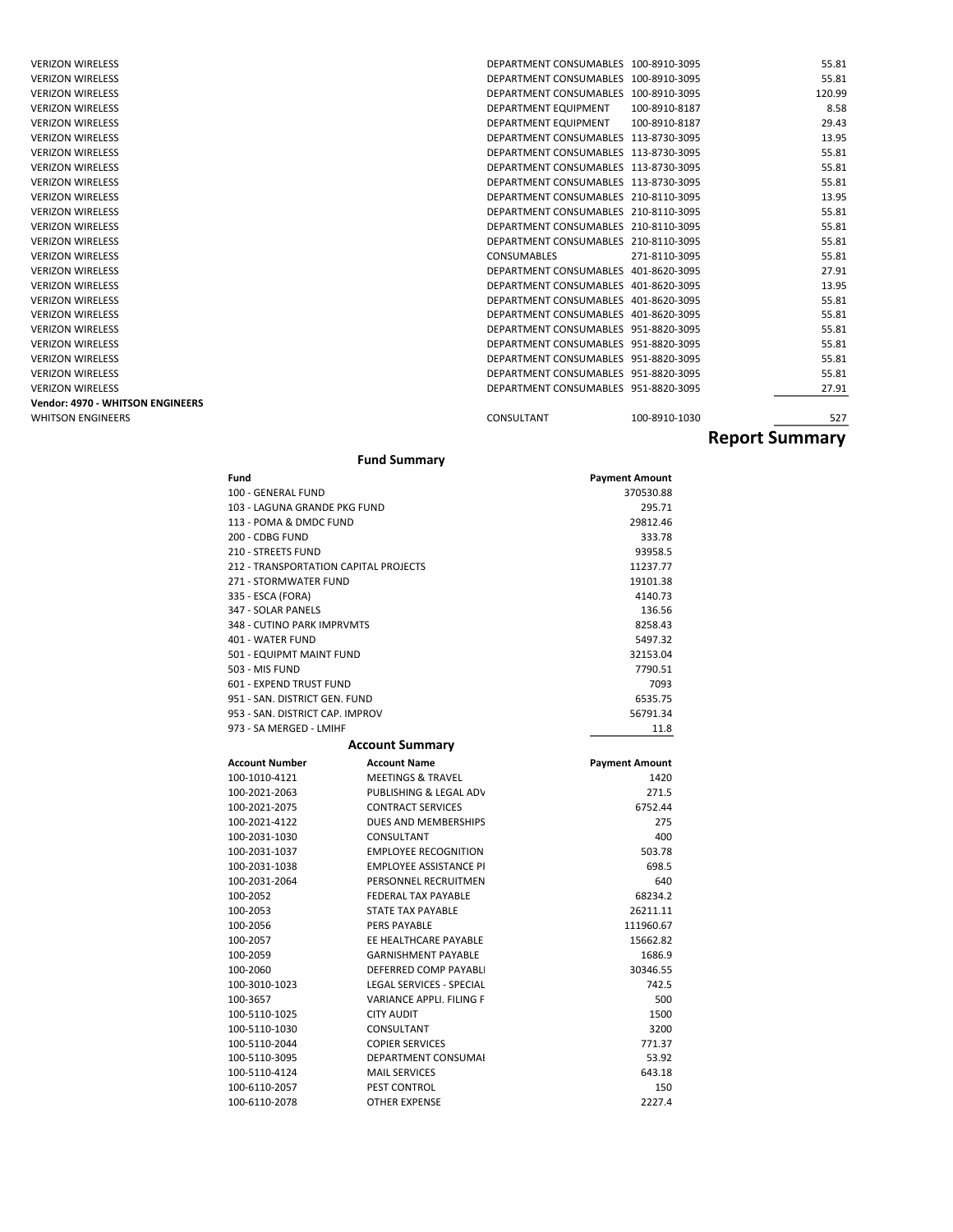| | | | |
|---|---|---|---|
| VERIZON WIRELESS | DEPARTMENT CONSUMABLES | 100-8910-3095 | 55.81 |
| VERIZON WIRELESS | DEPARTMENT CONSUMABLES | 100-8910-3095 | 55.81 |
| VERIZON WIRELESS | DEPARTMENT CONSUMABLES | 100-8910-3095 | 120.99 |
| VERIZON WIRELESS | DEPARTMENT EQUIPMENT | 100-8910-8187 | 8.58 |
| VERIZON WIRELESS | DEPARTMENT EQUIPMENT | 100-8910-8187 | 29.43 |
| VERIZON WIRELESS | DEPARTMENT CONSUMABLES | 113-8730-3095 | 13.95 |
| VERIZON WIRELESS | DEPARTMENT CONSUMABLES | 113-8730-3095 | 55.81 |
| VERIZON WIRELESS | DEPARTMENT CONSUMABLES | 113-8730-3095 | 55.81 |
| VERIZON WIRELESS | DEPARTMENT CONSUMABLES | 113-8730-3095 | 55.81 |
| VERIZON WIRELESS | DEPARTMENT CONSUMABLES | 210-8110-3095 | 13.95 |
| VERIZON WIRELESS | DEPARTMENT CONSUMABLES | 210-8110-3095 | 55.81 |
| VERIZON WIRELESS | DEPARTMENT CONSUMABLES | 210-8110-3095 | 55.81 |
| VERIZON WIRELESS | DEPARTMENT CONSUMABLES | 210-8110-3095 | 55.81 |
| VERIZON WIRELESS | CONSUMABLES | 271-8110-3095 | 55.81 |
| VERIZON WIRELESS | DEPARTMENT CONSUMABLES | 401-8620-3095 | 27.91 |
| VERIZON WIRELESS | DEPARTMENT CONSUMABLES | 401-8620-3095 | 13.95 |
| VERIZON WIRELESS | DEPARTMENT CONSUMABLES | 401-8620-3095 | 55.81 |
| VERIZON WIRELESS | DEPARTMENT CONSUMABLES | 401-8620-3095 | 55.81 |
| VERIZON WIRELESS | DEPARTMENT CONSUMABLES | 951-8820-3095 | 55.81 |
| VERIZON WIRELESS | DEPARTMENT CONSUMABLES | 951-8820-3095 | 55.81 |
| VERIZON WIRELESS | DEPARTMENT CONSUMABLES | 951-8820-3095 | 55.81 |
| VERIZON WIRELESS | DEPARTMENT CONSUMABLES | 951-8820-3095 | 55.81 |
| VERIZON WIRELESS | DEPARTMENT CONSUMABLES | 951-8820-3095 | 27.91 |
| **Vendor: 4970 - WHITSON ENGINEERS** | | | |
| WHITSON ENGINEERS | CONSULTANT | 100-8910-1030 | 527 |

# Report Summary

## Fund Summary

| Fund | Payment Amount |
|---|---|
| 100 - GENERAL FUND | 370530.88 |
| 103 - LAGUNA GRANDE PKG FUND | 295.71 |
| 113 - POMA & DMDC FUND | 29812.46 |
| 200 - CDBG FUND | 333.78 |
| 210 - STREETS FUND | 93958.5 |
| 212 - TRANSPORTATION CAPITAL PROJECTS | 11237.77 |
| 271 - STORMWATER FUND | 19101.38 |
| 335 - ESCA (FORA) | 4140.73 |
| 347 - SOLAR PANELS | 136.56 |
| 348 - CUTINO PARK IMPRVMTS | 8258.43 |
| 401 - WATER FUND | 5497.32 |
| 501 - EQUIPMT MAINT FUND | 32153.04 |
| 503 - MIS FUND | 7790.51 |
| 601 - EXPEND TRUST FUND | 7093 |
| 951 - SAN. DISTRICT GEN. FUND | 6535.75 |
| 953 - SAN. DISTRICT CAP. IMPROV | 56791.34 |
| 973 - SA MERGED - LMIHF | 11.8 |

## Account Summary

| Account Number | Account Name | Payment Amount |
|---|---|---|
| 100-1010-4121 | MEETINGS & TRAVEL | 1420 |
| 100-2021-2063 | PUBLISHING & LEGAL ADV | 271.5 |
| 100-2021-2075 | CONTRACT SERVICES | 6752.44 |
| 100-2021-4122 | DUES AND MEMBERSHIPS | 275 |
| 100-2031-1030 | CONSULTANT | 400 |
| 100-2031-1037 | EMPLOYEE RECOGNITION | 503.78 |
| 100-2031-1038 | EMPLOYEE ASSISTANCE PI | 698.5 |
| 100-2031-2064 | PERSONNEL RECRUITMEN | 640 |
| 100-2052 | FEDERAL TAX PAYABLE | 68234.2 |
| 100-2053 | STATE TAX PAYABLE | 26211.11 |
| 100-2056 | PERS PAYABLE | 111960.67 |
| 100-2057 | EE HEALTHCARE PAYABLE | 15662.82 |
| 100-2059 | GARNISHMENT PAYABLE | 1686.9 |
| 100-2060 | DEFERRED COMP PAYABLI | 30346.55 |
| 100-3010-1023 | LEGAL SERVICES - SPECIAL | 742.5 |
| 100-3657 | VARIANCE APPLI. FILING F | 500 |
| 100-5110-1025 | CITY AUDIT | 1500 |
| 100-5110-1030 | CONSULTANT | 3200 |
| 100-5110-2044 | COPIER SERVICES | 771.37 |
| 100-5110-3095 | DEPARTMENT CONSUMAI | 53.92 |
| 100-5110-4124 | MAIL SERVICES | 643.18 |
| 100-6110-2057 | PEST CONTROL | 150 |
| 100-6110-2078 | OTHER EXPENSE | 2227.4 |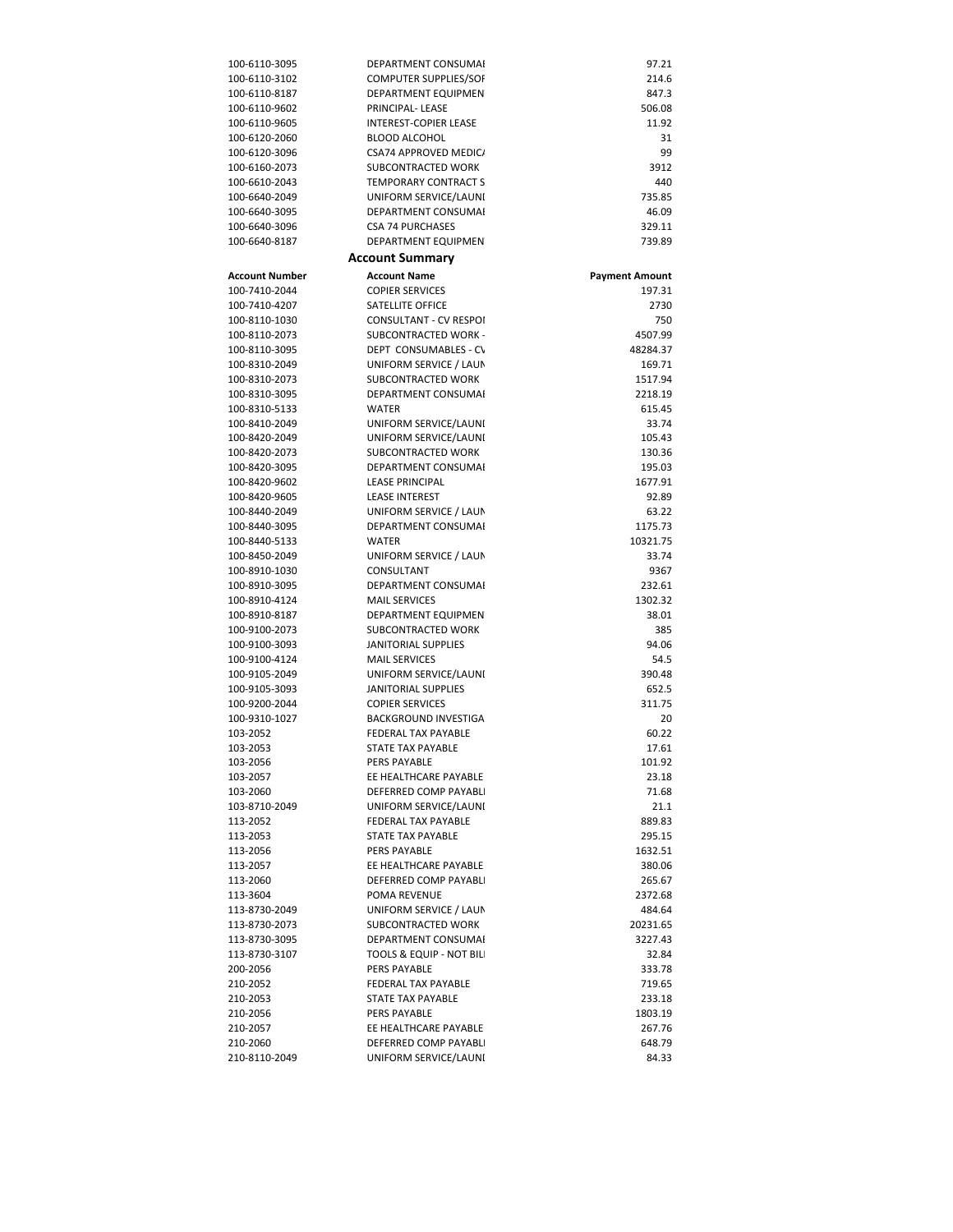| | | |
|---|---|---|
| 100-6110-3095 | DEPARTMENT CONSUMAI | 97.21 |
| 100-6110-3102 | COMPUTER SUPPLIES/SOF | 214.6 |
| 100-6110-8187 | DEPARTMENT EQUIPMEN | 847.3 |
| 100-6110-9602 | PRINCIPAL- LEASE | 506.08 |
| 100-6110-9605 | INTEREST-COPIER LEASE | 11.92 |
| 100-6120-2060 | BLOOD ALCOHOL | 31 |
| 100-6120-3096 | CSA74 APPROVED MEDIC/ | 99 |
| 100-6160-2073 | SUBCONTRACTED WORK | 3912 |
| 100-6610-2043 | TEMPORARY CONTRACT S | 440 |
| 100-6640-2049 | UNIFORM SERVICE/LAUNI | 735.85 |
| 100-6640-3095 | DEPARTMENT CONSUMAI | 46.09 |
| 100-6640-3096 | CSA 74 PURCHASES | 329.11 |
| 100-6640-8187 | DEPARTMENT EQUIPMEN | 739.89 |

## Account Summary

| Account Number | Account Name | Payment Amount |
|---|---|---|
| 100-7410-2044 | COPIER SERVICES | 197.31 |
| 100-7410-4207 | SATELLITE OFFICE | 2730 |
| 100-8110-1030 | CONSULTANT - CV RESPOI | 750 |
| 100-8110-2073 | SUBCONTRACTED WORK - | 4507.99 |
| 100-8110-3095 | DEPT CONSUMABLES - CV | 48284.37 |
| 100-8310-2049 | UNIFORM SERVICE / LAUN | 169.71 |
| 100-8310-2073 | SUBCONTRACTED WORK | 1517.94 |
| 100-8310-3095 | DEPARTMENT CONSUMAI | 2218.19 |
| 100-8310-5133 | WATER | 615.45 |
| 100-8410-2049 | UNIFORM SERVICE/LAUNI | 33.74 |
| 100-8420-2049 | UNIFORM SERVICE/LAUNI | 105.43 |
| 100-8420-2073 | SUBCONTRACTED WORK | 130.36 |
| 100-8420-3095 | DEPARTMENT CONSUMAI | 195.03 |
| 100-8420-9602 | LEASE PRINCIPAL | 1677.91 |
| 100-8420-9605 | LEASE INTEREST | 92.89 |
| 100-8440-2049 | UNIFORM SERVICE / LAUN | 63.22 |
| 100-8440-3095 | DEPARTMENT CONSUMAI | 1175.73 |
| 100-8440-5133 | WATER | 10321.75 |
| 100-8450-2049 | UNIFORM SERVICE / LAUN | 33.74 |
| 100-8910-1030 | CONSULTANT | 9367 |
| 100-8910-3095 | DEPARTMENT CONSUMAI | 232.61 |
| 100-8910-4124 | MAIL SERVICES | 1302.32 |
| 100-8910-8187 | DEPARTMENT EQUIPMEN | 38.01 |
| 100-9100-2073 | SUBCONTRACTED WORK | 385 |
| 100-9100-3093 | JANITORIAL SUPPLIES | 94.06 |
| 100-9100-4124 | MAIL SERVICES | 54.5 |
| 100-9105-2049 | UNIFORM SERVICE/LAUNI | 390.48 |
| 100-9105-3093 | JANITORIAL SUPPLIES | 652.5 |
| 100-9200-2044 | COPIER SERVICES | 311.75 |
| 100-9310-1027 | BACKGROUND INVESTIGA | 20 |
| 103-2052 | FEDERAL TAX PAYABLE | 60.22 |
| 103-2053 | STATE TAX PAYABLE | 17.61 |
| 103-2056 | PERS PAYABLE | 101.92 |
| 103-2057 | EE HEALTHCARE PAYABLE | 23.18 |
| 103-2060 | DEFERRED COMP PAYABLI | 71.68 |
| 103-8710-2049 | UNIFORM SERVICE/LAUNI | 21.1 |
| 113-2052 | FEDERAL TAX PAYABLE | 889.83 |
| 113-2053 | STATE TAX PAYABLE | 295.15 |
| 113-2056 | PERS PAYABLE | 1632.51 |
| 113-2057 | EE HEALTHCARE PAYABLE | 380.06 |
| 113-2060 | DEFERRED COMP PAYABLI | 265.67 |
| 113-3604 | POMA REVENUE | 2372.68 |
| 113-8730-2049 | UNIFORM SERVICE / LAUN | 484.64 |
| 113-8730-2073 | SUBCONTRACTED WORK | 20231.65 |
| 113-8730-3095 | DEPARTMENT CONSUMAI | 3227.43 |
| 113-8730-3107 | TOOLS & EQUIP - NOT BILI | 32.84 |
| 200-2056 | PERS PAYABLE | 333.78 |
| 210-2052 | FEDERAL TAX PAYABLE | 719.65 |
| 210-2053 | STATE TAX PAYABLE | 233.18 |
| 210-2056 | PERS PAYABLE | 1803.19 |
| 210-2057 | EE HEALTHCARE PAYABLE | 267.76 |
| 210-2060 | DEFERRED COMP PAYABLI | 648.79 |
| 210-8110-2049 | UNIFORM SERVICE/LAUNI | 84.33 |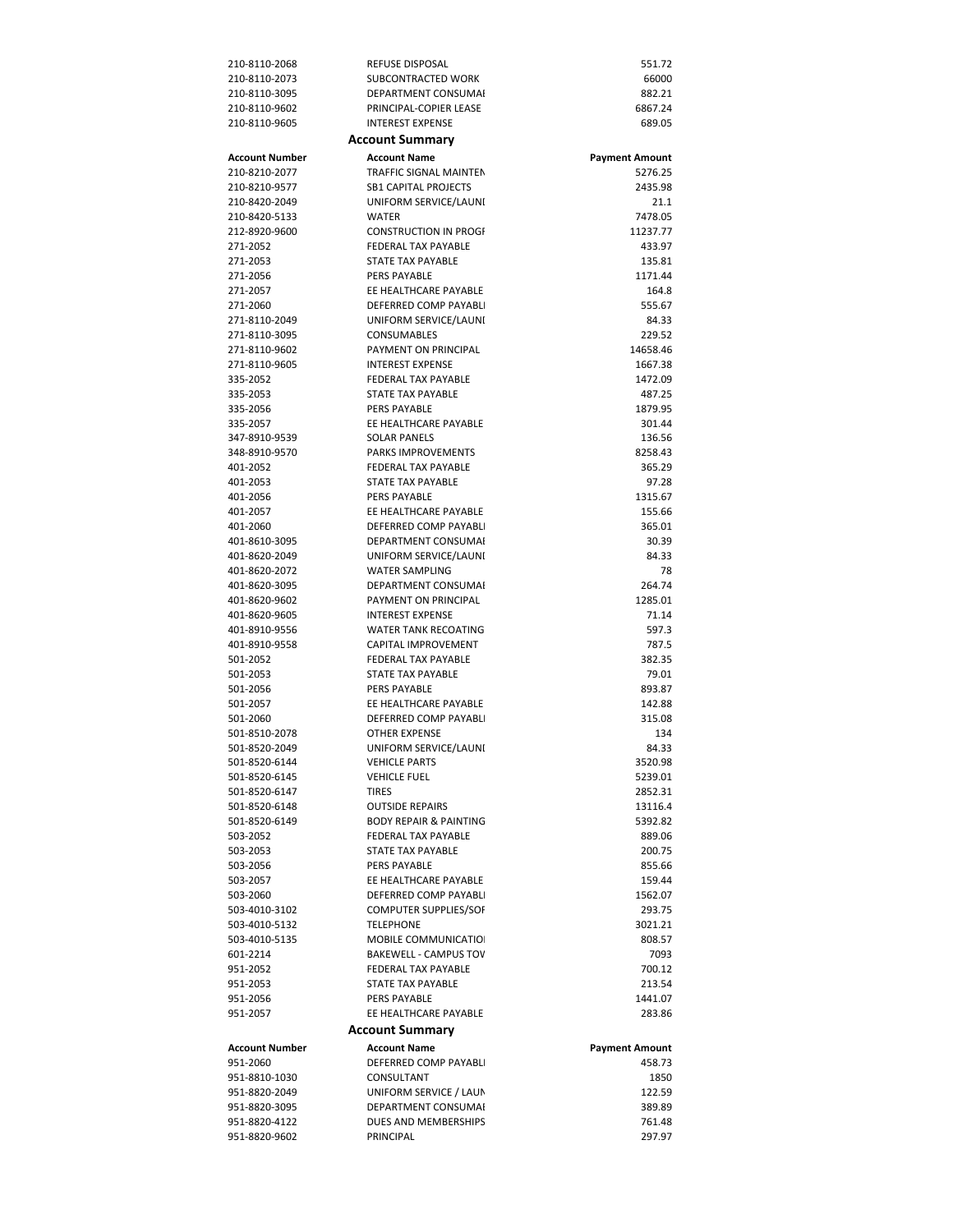| | | |
|---|---|---|
| 210-8110-2068 | REFUSE DISPOSAL | 551.72 |
| 210-8110-2073 | SUBCONTRACTED WORK | 66000 |
| 210-8110-3095 | DEPARTMENT CONSUMAI | 882.21 |
| 210-8110-9602 | PRINCIPAL-COPIER LEASE | 6867.24 |
| 210-8110-9605 | INTEREST EXPENSE | 689.05 |

## Account Summary

| Account Number | Account Name | Payment Amount |
|---|---|---|
| 210-8210-2077 | TRAFFIC SIGNAL MAINTEN | 5276.25 |
| 210-8210-9577 | SB1 CAPITAL PROJECTS | 2435.98 |
| 210-8420-2049 | UNIFORM SERVICE/LAUNI | 21.1 |
| 210-8420-5133 | WATER | 7478.05 |
| 212-8920-9600 | CONSTRUCTION IN PROGI | 11237.77 |
| 271-2052 | FEDERAL TAX PAYABLE | 433.97 |
| 271-2053 | STATE TAX PAYABLE | 135.81 |
| 271-2056 | PERS PAYABLE | 1171.44 |
| 271-2057 | EE HEALTHCARE PAYABLE | 164.8 |
| 271-2060 | DEFERRED COMP PAYABLI | 555.67 |
| 271-8110-2049 | UNIFORM SERVICE/LAUNI | 84.33 |
| 271-8110-3095 | CONSUMABLES | 229.52 |
| 271-8110-9602 | PAYMENT ON PRINCIPAL | 14658.46 |
| 271-8110-9605 | INTEREST EXPENSE | 1667.38 |
| 335-2052 | FEDERAL TAX PAYABLE | 1472.09 |
| 335-2053 | STATE TAX PAYABLE | 487.25 |
| 335-2056 | PERS PAYABLE | 1879.95 |
| 335-2057 | EE HEALTHCARE PAYABLE | 301.44 |
| 347-8910-9539 | SOLAR PANELS | 136.56 |
| 348-8910-9570 | PARKS IMPROVEMENTS | 8258.43 |
| 401-2052 | FEDERAL TAX PAYABLE | 365.29 |
| 401-2053 | STATE TAX PAYABLE | 97.28 |
| 401-2056 | PERS PAYABLE | 1315.67 |
| 401-2057 | EE HEALTHCARE PAYABLE | 155.66 |
| 401-2060 | DEFERRED COMP PAYABLI | 365.01 |
| 401-8610-3095 | DEPARTMENT CONSUMAI | 30.39 |
| 401-8620-2049 | UNIFORM SERVICE/LAUNI | 84.33 |
| 401-8620-2072 | WATER SAMPLING | 78 |
| 401-8620-3095 | DEPARTMENT CONSUMAI | 264.74 |
| 401-8620-9602 | PAYMENT ON PRINCIPAL | 1285.01 |
| 401-8620-9605 | INTEREST EXPENSE | 71.14 |
| 401-8910-9556 | WATER TANK RECOATING | 597.3 |
| 401-8910-9558 | CAPITAL IMPROVEMENT | 787.5 |
| 501-2052 | FEDERAL TAX PAYABLE | 382.35 |
| 501-2053 | STATE TAX PAYABLE | 79.01 |
| 501-2056 | PERS PAYABLE | 893.87 |
| 501-2057 | EE HEALTHCARE PAYABLE | 142.88 |
| 501-2060 | DEFERRED COMP PAYABLI | 315.08 |
| 501-8510-2078 | OTHER EXPENSE | 134 |
| 501-8520-2049 | UNIFORM SERVICE/LAUNI | 84.33 |
| 501-8520-6144 | VEHICLE PARTS | 3520.98 |
| 501-8520-6145 | VEHICLE FUEL | 5239.01 |
| 501-8520-6147 | TIRES | 2852.31 |
| 501-8520-6148 | OUTSIDE REPAIRS | 13116.4 |
| 501-8520-6149 | BODY REPAIR & PAINTING | 5392.82 |
| 503-2052 | FEDERAL TAX PAYABLE | 889.06 |
| 503-2053 | STATE TAX PAYABLE | 200.75 |
| 503-2056 | PERS PAYABLE | 855.66 |
| 503-2057 | EE HEALTHCARE PAYABLE | 159.44 |
| 503-2060 | DEFERRED COMP PAYABLI | 1562.07 |
| 503-4010-3102 | COMPUTER SUPPLIES/SOF | 293.75 |
| 503-4010-5132 | TELEPHONE | 3021.21 |
| 503-4010-5135 | MOBILE COMMUNICATIOI | 808.57 |
| 601-2214 | BAKEWELL - CAMPUS TOV | 7093 |
| 951-2052 | FEDERAL TAX PAYABLE | 700.12 |
| 951-2053 | STATE TAX PAYABLE | 213.54 |
| 951-2056 | PERS PAYABLE | 1441.07 |
| 951-2057 | EE HEALTHCARE PAYABLE | 283.86 |

## Account Summary

| Account Number | Account Name | Payment Amount |
|---|---|---|
| 951-2060 | DEFERRED COMP PAYABLI | 458.73 |
| 951-8810-1030 | CONSULTANT | 1850 |
| 951-8820-2049 | UNIFORM SERVICE / LAUN | 122.59 |
| 951-8820-3095 | DEPARTMENT CONSUMAI | 389.89 |
| 951-8820-4122 | DUES AND MEMBERSHIPS | 761.48 |
| 951-8820-9602 | PRINCIPAL | 297.97 |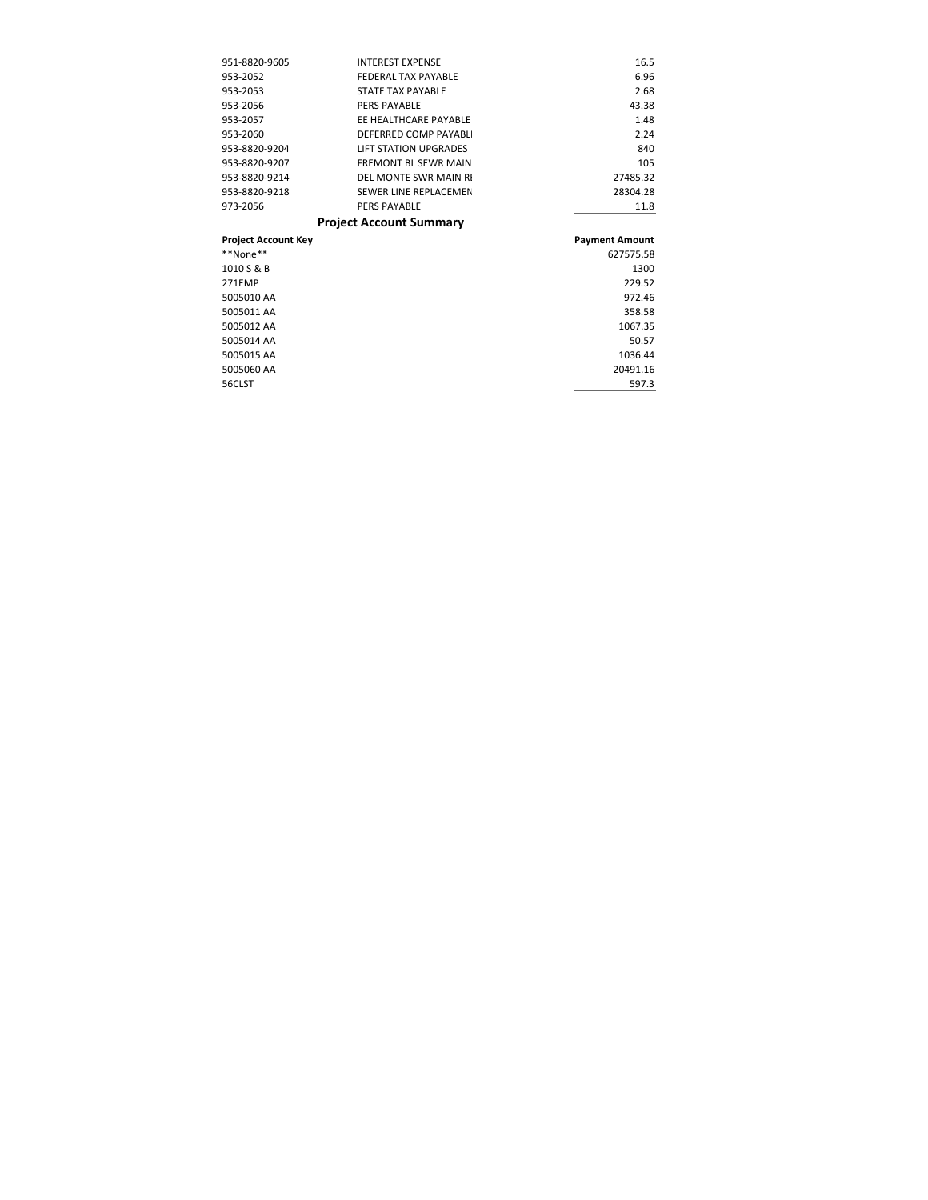| | | |
|---|---|---|
| 951-8820-9605 | INTEREST EXPENSE | 16.5 |
| 953-2052 | FEDERAL TAX PAYABLE | 6.96 |
| 953-2053 | STATE TAX PAYABLE | 2.68 |
| 953-2056 | PERS PAYABLE | 43.38 |
| 953-2057 | EE HEALTHCARE PAYABLE | 1.48 |
| 953-2060 | DEFERRED COMP PAYABLI | 2.24 |
| 953-8820-9204 | LIFT STATION UPGRADES | 840 |
| 953-8820-9207 | FREMONT BL SEWR MAIN | 105 |
| 953-8820-9214 | DEL MONTE SWR MAIN RI | 27485.32 |
| 953-8820-9218 | SEWER LINE REPLACEMEN | 28304.28 |
| 973-2056 | PERS PAYABLE | 11.8 |

## Project Account Summary

| Project Account Key | Payment Amount |
|---|---|
| **None** | 627575.58 |
| 1010 S & B | 1300 |
| 271EMP | 229.52 |
| 5005010 AA | 972.46 |
| 5005011 AA | 358.58 |
| 5005012 AA | 1067.35 |
| 5005014 AA | 50.57 |
| 5005015 AA | 1036.44 |
| 5005060 AA | 20491.16 |
| 56CLST | 597.3 |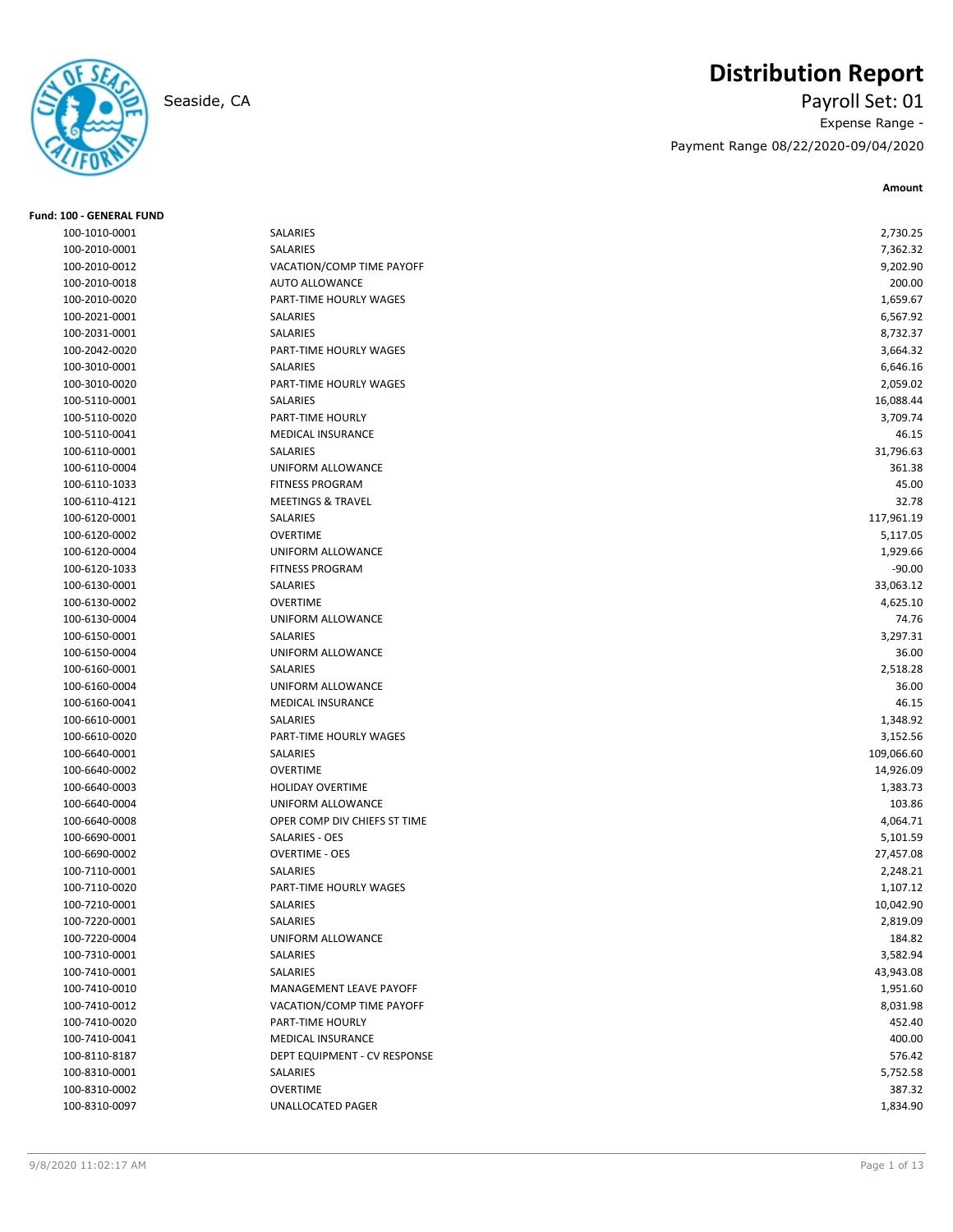# Distribution Report

Seaside, CA

Payroll Set: 01

Expense Range -

Payment Range 08/22/2020-09/04/2020

**Fund: 100 - GENERAL FUND**

| Account | Description | Amount |
|---|---|---|
| 100-1010-0001 | SALARIES | 2,730.25 |
| 100-2010-0001 | SALARIES | 7,362.32 |
| 100-2010-0012 | VACATION/COMP TIME PAYOFF | 9,202.90 |
| 100-2010-0018 | AUTO ALLOWANCE | 200.00 |
| 100-2010-0020 | PART-TIME HOURLY WAGES | 1,659.67 |
| 100-2021-0001 | SALARIES | 6,567.92 |
| 100-2031-0001 | SALARIES | 8,732.37 |
| 100-2042-0020 | PART-TIME HOURLY WAGES | 3,664.32 |
| 100-3010-0001 | SALARIES | 6,646.16 |
| 100-3010-0020 | PART-TIME HOURLY WAGES | 2,059.02 |
| 100-5110-0001 | SALARIES | 16,088.44 |
| 100-5110-0020 | PART-TIME HOURLY | 3,709.74 |
| 100-5110-0041 | MEDICAL INSURANCE | 46.15 |
| 100-6110-0001 | SALARIES | 31,796.63 |
| 100-6110-0004 | UNIFORM ALLOWANCE | 361.38 |
| 100-6110-1033 | FITNESS PROGRAM | 45.00 |
| 100-6110-4121 | MEETINGS & TRAVEL | 32.78 |
| 100-6120-0001 | SALARIES | 117,961.19 |
| 100-6120-0002 | OVERTIME | 5,117.05 |
| 100-6120-0004 | UNIFORM ALLOWANCE | 1,929.66 |
| 100-6120-1033 | FITNESS PROGRAM | -90.00 |
| 100-6130-0001 | SALARIES | 33,063.12 |
| 100-6130-0002 | OVERTIME | 4,625.10 |
| 100-6130-0004 | UNIFORM ALLOWANCE | 74.76 |
| 100-6150-0001 | SALARIES | 3,297.31 |
| 100-6150-0004 | UNIFORM ALLOWANCE | 36.00 |
| 100-6160-0001 | SALARIES | 2,518.28 |
| 100-6160-0004 | UNIFORM ALLOWANCE | 36.00 |
| 100-6160-0041 | MEDICAL INSURANCE | 46.15 |
| 100-6610-0001 | SALARIES | 1,348.92 |
| 100-6610-0020 | PART-TIME HOURLY WAGES | 3,152.56 |
| 100-6640-0001 | SALARIES | 109,066.60 |
| 100-6640-0002 | OVERTIME | 14,926.09 |
| 100-6640-0003 | HOLIDAY OVERTIME | 1,383.73 |
| 100-6640-0004 | UNIFORM ALLOWANCE | 103.86 |
| 100-6640-0008 | OPER COMP DIV CHIEFS ST TIME | 4,064.71 |
| 100-6690-0001 | SALARIES - OES | 5,101.59 |
| 100-6690-0002 | OVERTIME - OES | 27,457.08 |
| 100-7110-0001 | SALARIES | 2,248.21 |
| 100-7110-0020 | PART-TIME HOURLY WAGES | 1,107.12 |
| 100-7210-0001 | SALARIES | 10,042.90 |
| 100-7220-0001 | SALARIES | 2,819.09 |
| 100-7220-0004 | UNIFORM ALLOWANCE | 184.82 |
| 100-7310-0001 | SALARIES | 3,582.94 |
| 100-7410-0001 | SALARIES | 43,943.08 |
| 100-7410-0010 | MANAGEMENT LEAVE PAYOFF | 1,951.60 |
| 100-7410-0012 | VACATION/COMP TIME PAYOFF | 8,031.98 |
| 100-7410-0020 | PART-TIME HOURLY | 452.40 |
| 100-7410-0041 | MEDICAL INSURANCE | 400.00 |
| 100-8110-8187 | DEPT EQUIPMENT - CV RESPONSE | 576.42 |
| 100-8310-0001 | SALARIES | 5,752.58 |
| 100-8310-0002 | OVERTIME | 387.32 |
| 100-8310-0097 | UNALLOCATED PAGER | 1,834.90 |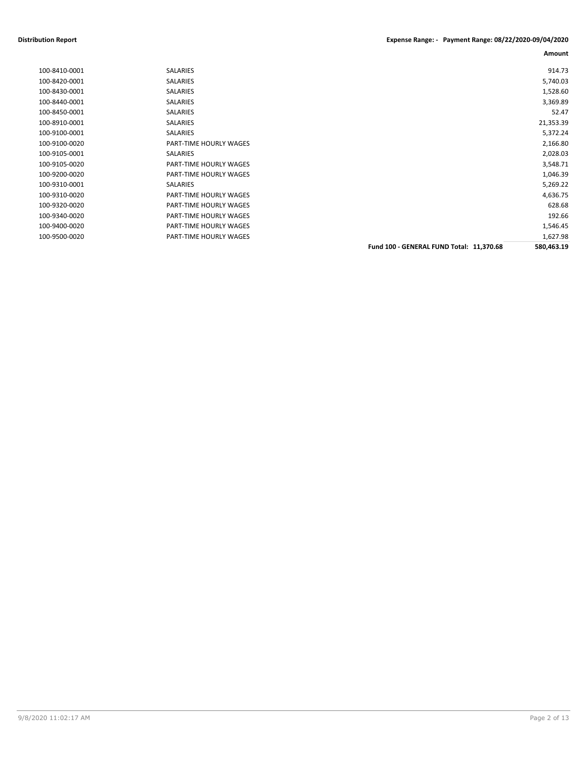**Distribution Report** — **Expense Range: - Payment Range: 08/22/2020-09/04/2020**

| Account | Description | | Amount |
|---|---|---|---|
| 100-8410-0001 | SALARIES | | 914.73 |
| 100-8420-0001 | SALARIES | | 5,740.03 |
| 100-8430-0001 | SALARIES | | 1,528.60 |
| 100-8440-0001 | SALARIES | | 3,369.89 |
| 100-8450-0001 | SALARIES | | 52.47 |
| 100-8910-0001 | SALARIES | | 21,353.39 |
| 100-9100-0001 | SALARIES | | 5,372.24 |
| 100-9100-0020 | PART-TIME HOURLY WAGES | | 2,166.80 |
| 100-9105-0001 | SALARIES | | 2,028.03 |
| 100-9105-0020 | PART-TIME HOURLY WAGES | | 3,548.71 |
| 100-9200-0020 | PART-TIME HOURLY WAGES | | 1,046.39 |
| 100-9310-0001 | SALARIES | | 5,269.22 |
| 100-9310-0020 | PART-TIME HOURLY WAGES | | 4,636.75 |
| 100-9320-0020 | PART-TIME HOURLY WAGES | | 628.68 |
| 100-9340-0020 | PART-TIME HOURLY WAGES | | 192.66 |
| 100-9400-0020 | PART-TIME HOURLY WAGES | | 1,546.45 |
| 100-9500-0020 | PART-TIME HOURLY WAGES | | 1,627.98 |
| | | **Fund 100 - GENERAL FUND Total: 11,370.68** | **580,463.19** |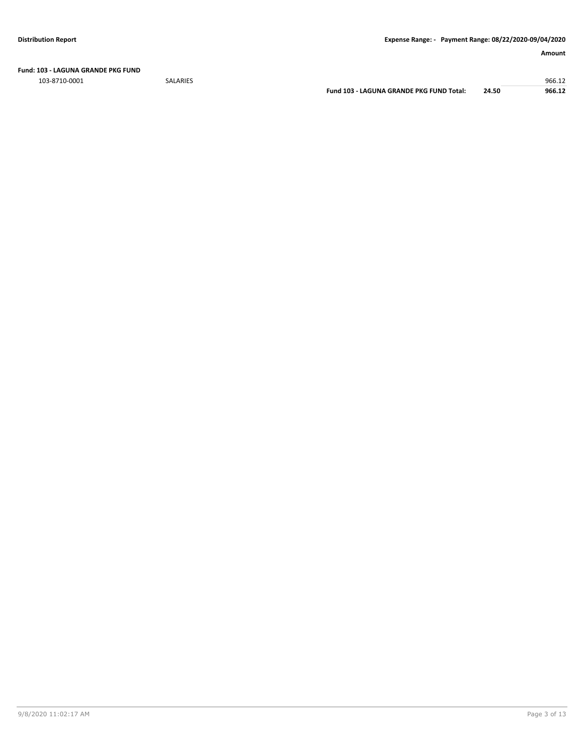**Fund: 103 - LAGUNA GRANDE PKG FUND**

| Account | Description | | | Amount |
|---|---|---|---|---|
| 103-8710-0001 | SALARIES | | | 966.12 |
| | | **Fund 103 - LAGUNA GRANDE PKG FUND Total:** | **24.50** | **966.12** |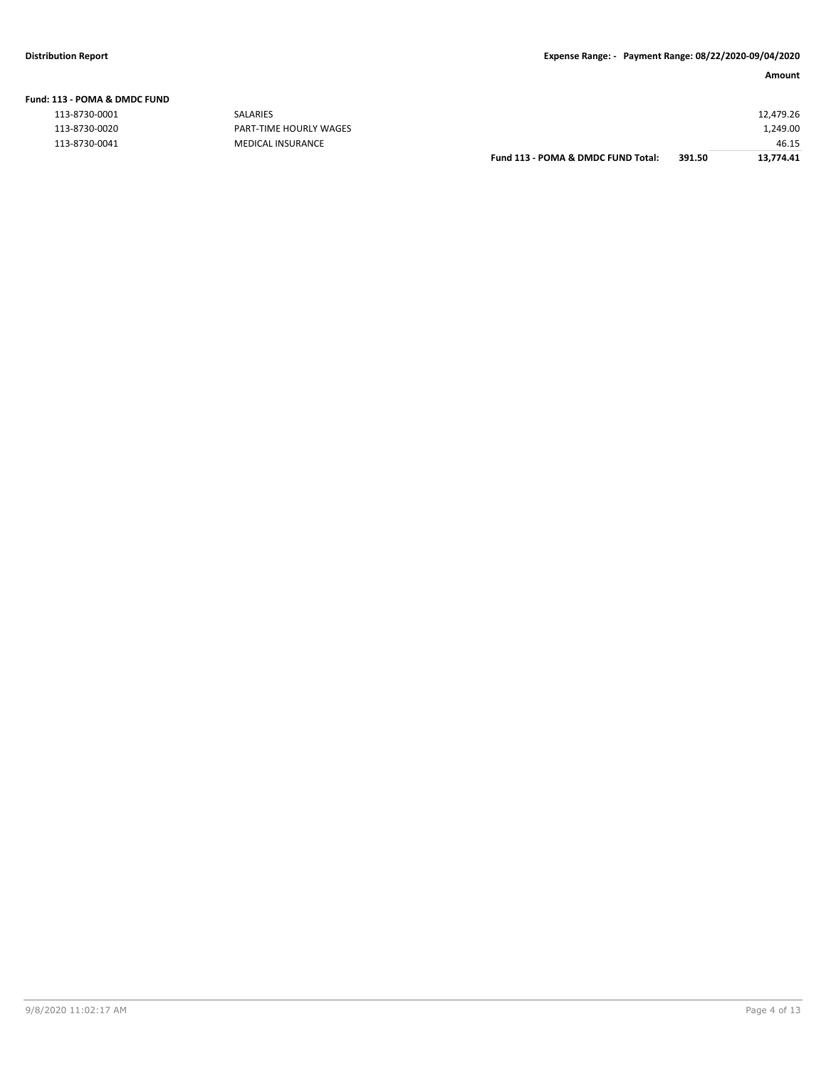**Distribution Report** **Expense Range: - Payment Range: 08/22/2020-09/04/2020**

**Fund: 113 - POMA & DMDC FUND**

| Account | Description | | | Amount |
|---|---|---|---|---|
| 113-8730-0001 | SALARIES | | | 12,479.26 |
| 113-8730-0020 | PART-TIME HOURLY WAGES | | | 1,249.00 |
| 113-8730-0041 | MEDICAL INSURANCE | | | 46.15 |
| | | **Fund 113 - POMA & DMDC FUND Total:** | **391.50** | **13,774.41** |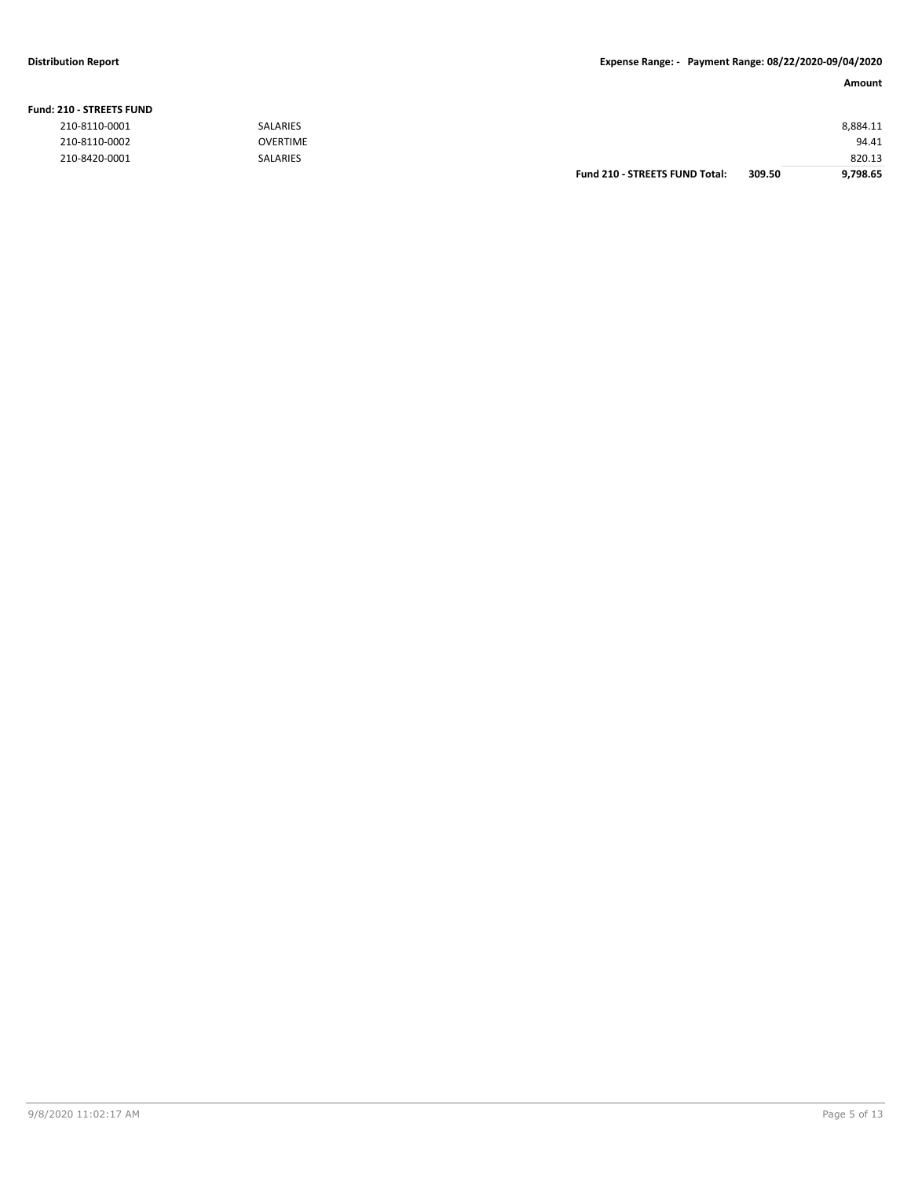**Distribution Report** **Expense Range: - Payment Range: 08/22/2020-09/04/2020**

| | | | | Amount |
|---|---|---|---|---|
| **Fund: 210 - STREETS FUND** | | | | |
| 210-8110-0001 | SALARIES | | | 8,884.11 |
| 210-8110-0002 | OVERTIME | | | 94.41 |
| 210-8420-0001 | SALARIES | | | 820.13 |
| | | **Fund 210 - STREETS FUND Total:** | **309.50** | **9,798.65** |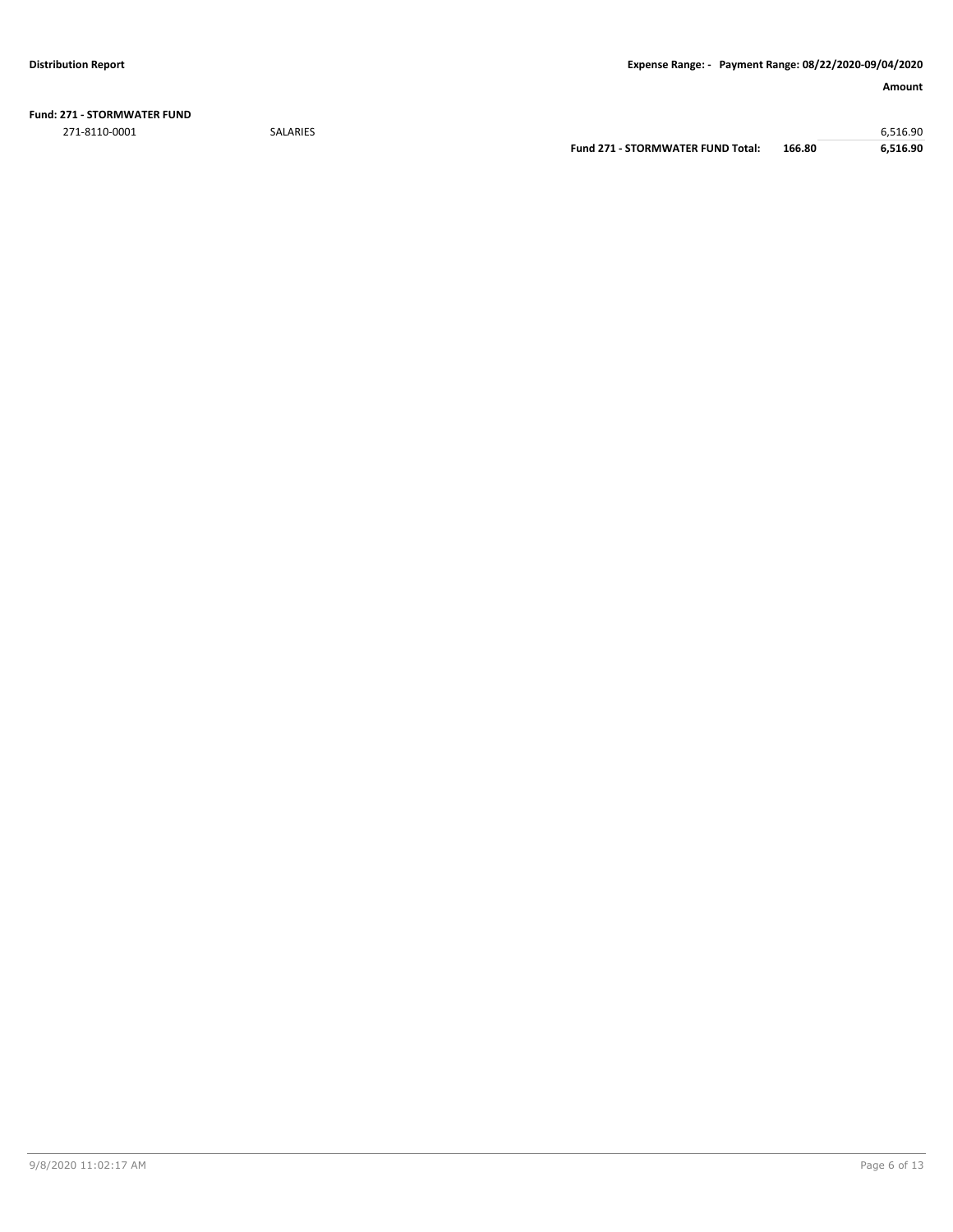**Fund: 271 - STORMWATER FUND**

| Account | Description | | | Amount |
|---|---|---|---|---|
| 271-8110-0001 | SALARIES | | | 6,516.90 |
| | | **Fund 271 - STORMWATER FUND Total:** | **166.80** | **6,516.90** |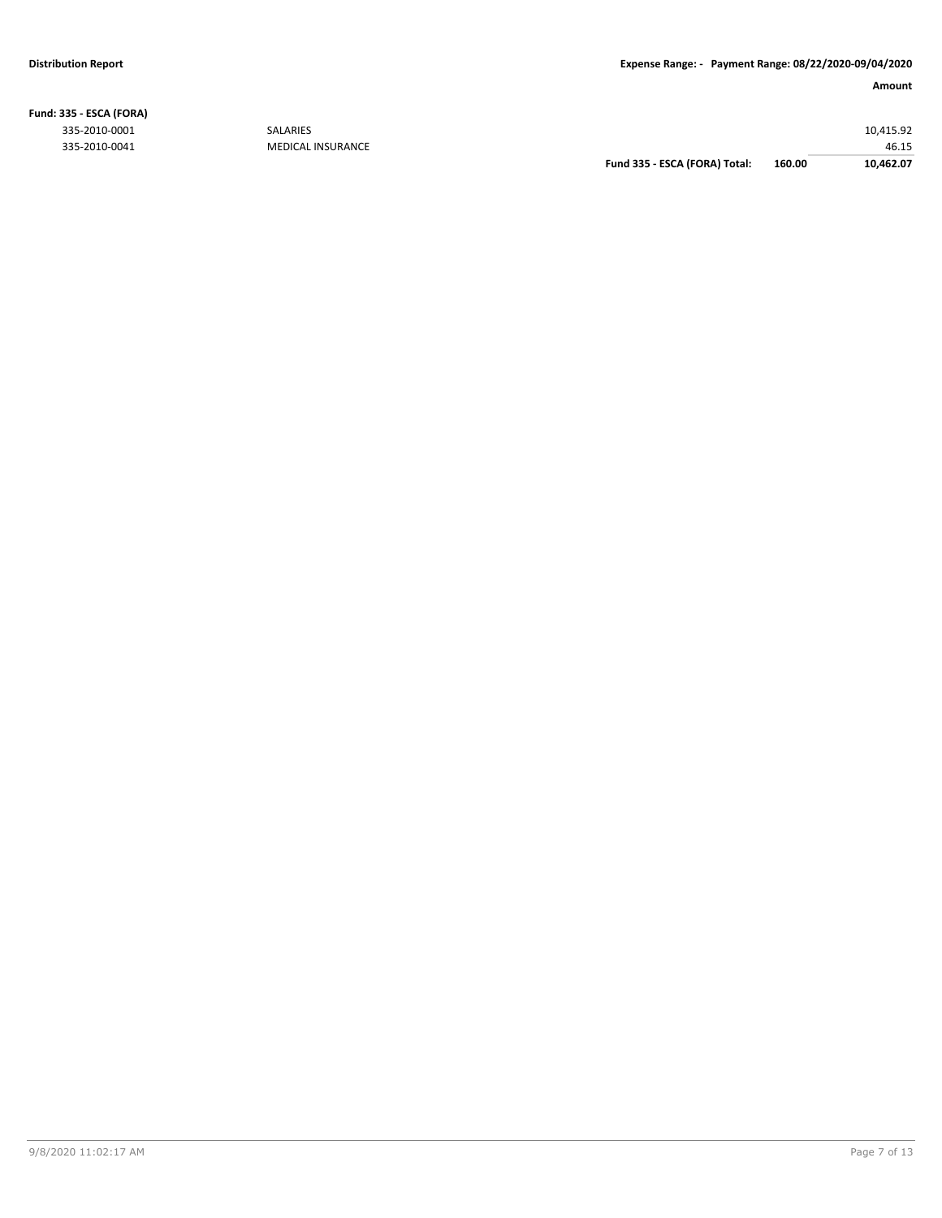**Distribution Report** **Expense Range: - Payment Range: 08/22/2020-09/04/2020**

| | | | | Amount |
|---|---|---|---|---|
| **Fund: 335 - ESCA (FORA)** | | | | |
| 335-2010-0001 | SALARIES | | | 10,415.92 |
| 335-2010-0041 | MEDICAL INSURANCE | | | 46.15 |
| | | **Fund 335 - ESCA (FORA) Total:** | **160.00** | **10,462.07** |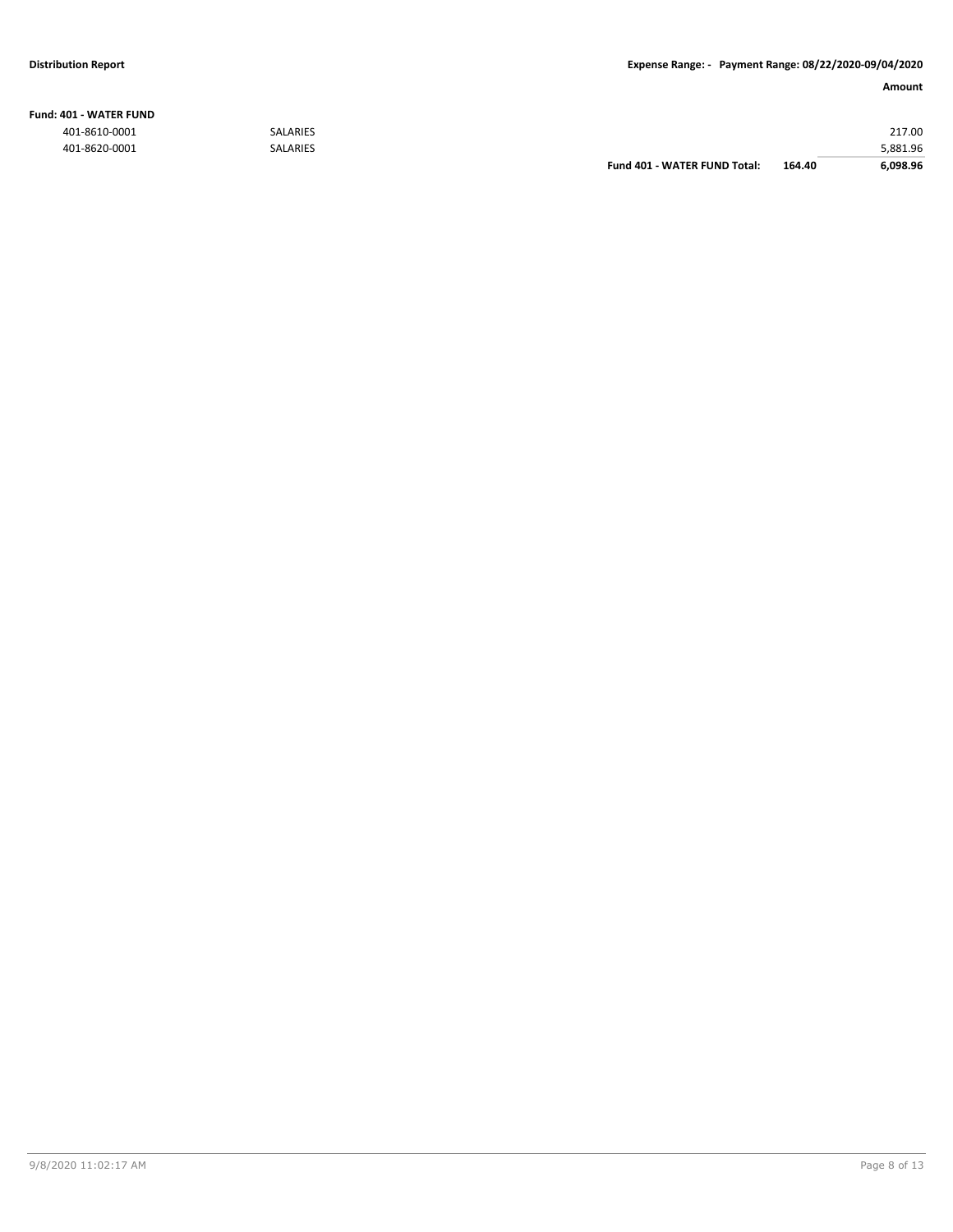**Fund: 401 - WATER FUND**

| | | | | Amount |
|---|---|---|---|---|
| 401-8610-0001 | SALARIES | | | 217.00 |
| 401-8620-0001 | SALARIES | | | 5,881.96 |
| | | **Fund 401 - WATER FUND Total:** | **164.40** | **6,098.96** |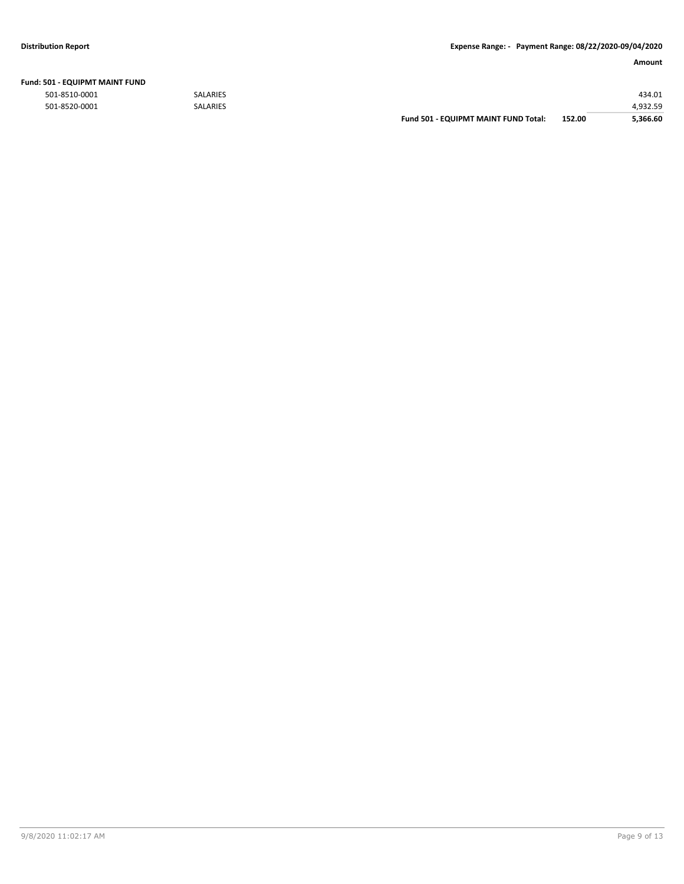**Fund: 501 - EQUIPMT MAINT FUND**

| Account | Description | | | Amount |
|---|---|---|---|---|
| 501-8510-0001 | SALARIES | | | 434.01 |
| 501-8520-0001 | SALARIES | | | 4,932.59 |
| | | **Fund 501 - EQUIPMT MAINT FUND Total:** | **152.00** | **5,366.60** |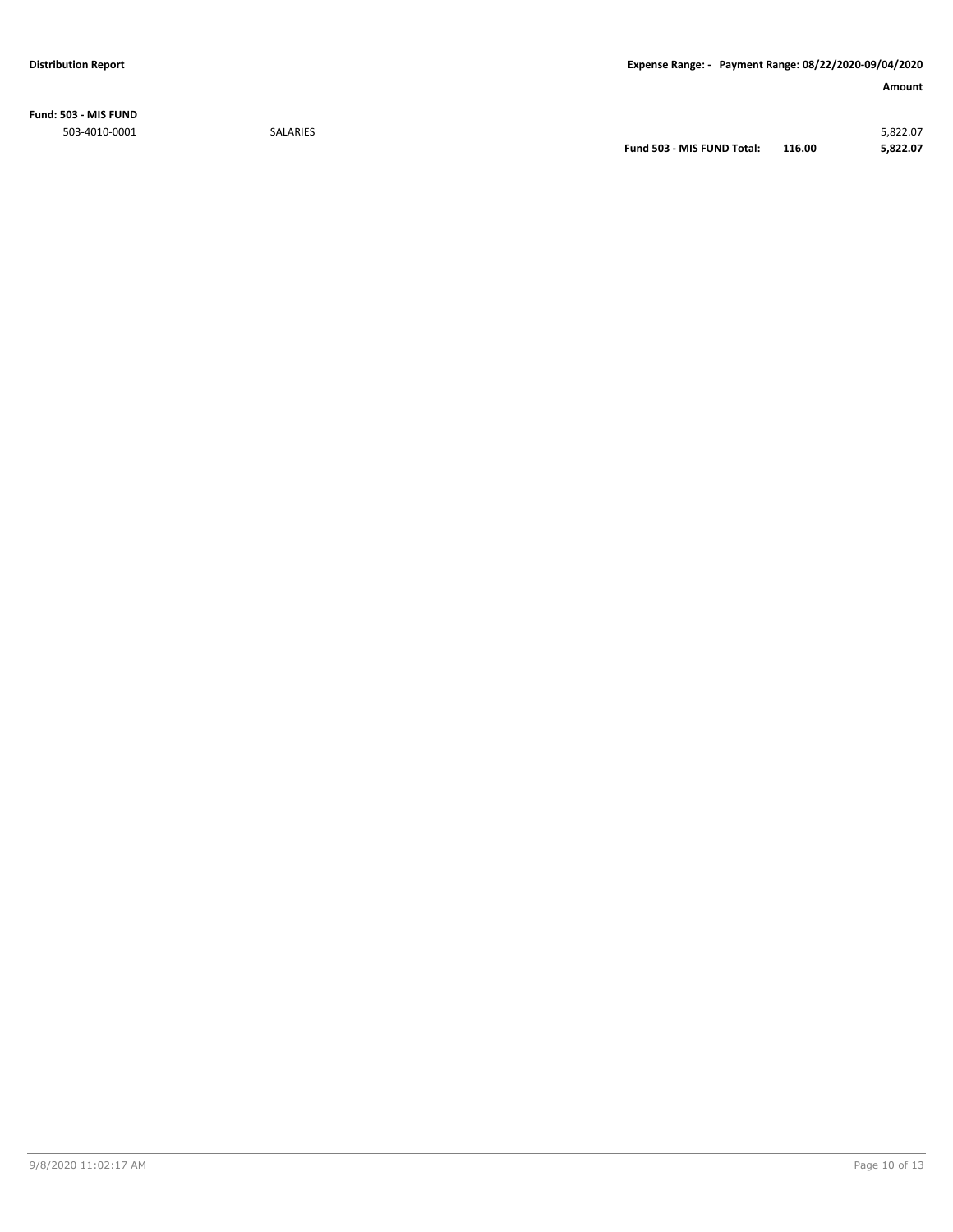**Fund: 503 - MIS FUND**

| Account | Description | | | Amount |
|---|---|---|---|---|
| 503-4010-0001 | SALARIES | | | 5,822.07 |
| | | **Fund 503 - MIS FUND Total:** | **116.00** | **5,822.07** |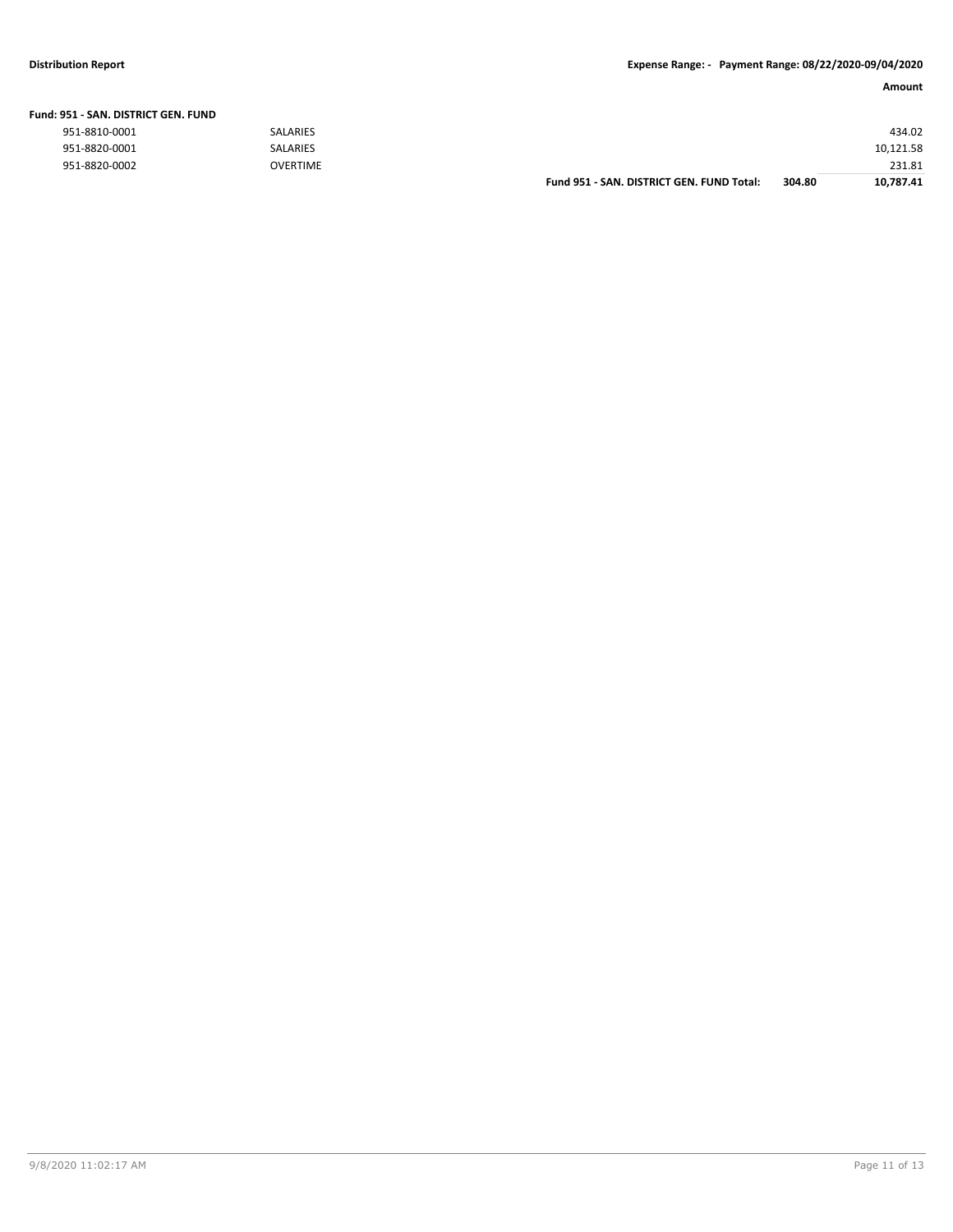**Fund: 951 - SAN. DISTRICT GEN. FUND**

| Account | Description | | | Amount |
|---|---|---|---|---|
| 951-8810-0001 | SALARIES | | | 434.02 |
| 951-8820-0001 | SALARIES | | | 10,121.58 |
| 951-8820-0002 | OVERTIME | | | 231.81 |
| | | **Fund 951 - SAN. DISTRICT GEN. FUND Total:** | **304.80** | **10,787.41** |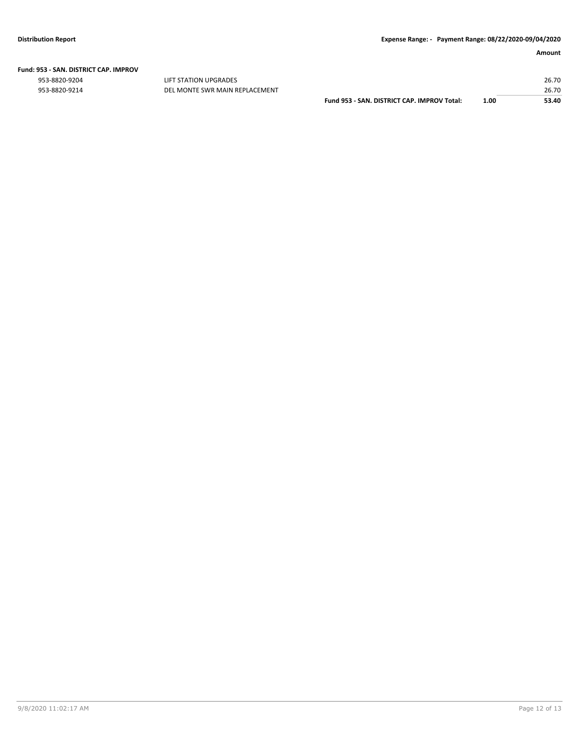| | | | | Amount |
|---|---|---|---|---|
| **Fund: 953 - SAN. DISTRICT CAP. IMPROV** | | | | |
| 953-8820-9204 | LIFT STATION UPGRADES | | | 26.70 |
| 953-8820-9214 | DEL MONTE SWR MAIN REPLACEMENT | | | 26.70 |
| | | **Fund 953 - SAN. DISTRICT CAP. IMPROV Total:** | **1.00** | **53.40** |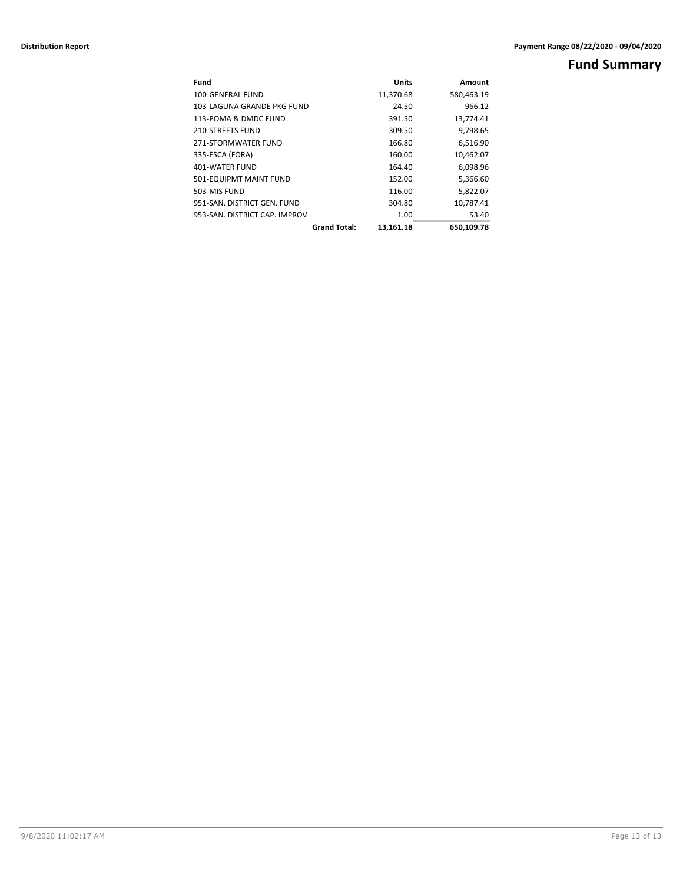## Fund Summary

| Fund | Units | Amount |
|---|---|---|
| 100-GENERAL FUND | 11,370.68 | 580,463.19 |
| 103-LAGUNA GRANDE PKG FUND | 24.50 | 966.12 |
| 113-POMA & DMDC FUND | 391.50 | 13,774.41 |
| 210-STREETS FUND | 309.50 | 9,798.65 |
| 271-STORMWATER FUND | 166.80 | 6,516.90 |
| 335-ESCA (FORA) | 160.00 | 10,462.07 |
| 401-WATER FUND | 164.40 | 6,098.96 |
| 501-EQUIPMT MAINT FUND | 152.00 | 5,366.60 |
| 503-MIS FUND | 116.00 | 5,822.07 |
| 951-SAN. DISTRICT GEN. FUND | 304.80 | 10,787.41 |
| 953-SAN. DISTRICT CAP. IMPROV | 1.00 | 53.40 |
| **Grand Total:** | **13,161.18** | **650,109.78** |